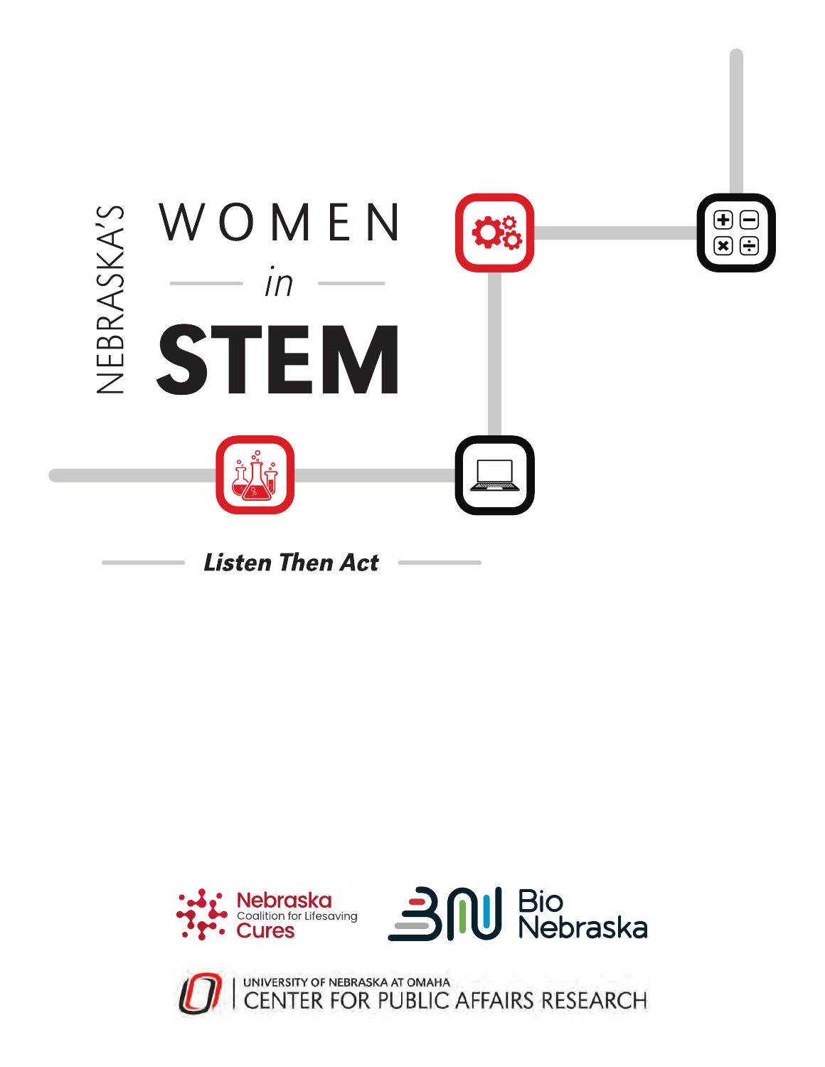# NEBRASKA'S WOMEN in STEM

*Listen Then Act*

Nebraska Coalition for Lifesaving Cures

Bio Nebraska

UNIVERSITY OF NEBRASKA AT OMAHA
CENTER FOR PUBLIC AFFAIRS RESEARCH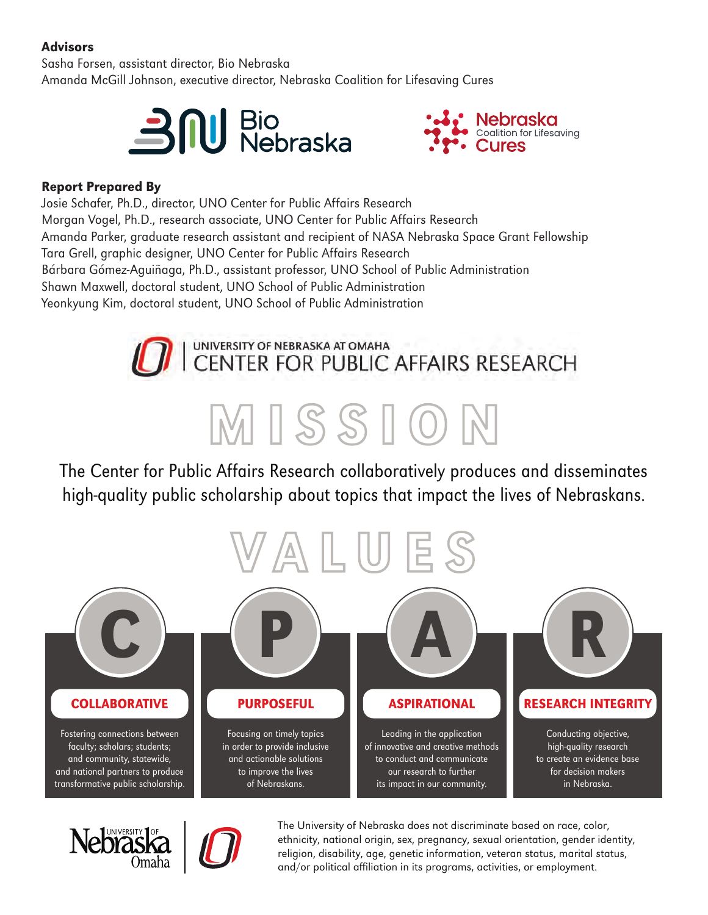**Advisors**

Sasha Forsen, assistant director, Bio Nebraska
Amanda McGill Johnson, executive director, Nebraska Coalition for Lifesaving Cures

**Report Prepared By**

Josie Schafer, Ph.D., director, UNO Center for Public Affairs Research
Morgan Vogel, Ph.D., research associate, UNO Center for Public Affairs Research
Amanda Parker, graduate research assistant and recipient of NASA Nebraska Space Grant Fellowship
Tara Grell, graphic designer, UNO Center for Public Affairs Research
Bárbara Gómez-Aguiñaga, Ph.D., assistant professor, UNO School of Public Administration
Shawn Maxwell, doctoral student, UNO School of Public Administration
Yeonkyung Kim, doctoral student, UNO School of Public Administration

UNIVERSITY OF NEBRASKA AT OMAHA
CENTER FOR PUBLIC AFFAIRS RESEARCH

# MISSION

The Center for Public Affairs Research collaboratively produces and disseminates high-quality public scholarship about topics that impact the lives of Nebraskans.

# VALUES

**C — COLLABORATIVE**

Fostering connections between faculty; scholars; students; and community, statewide, and national partners to produce transformative public scholarship.

**P — PURPOSEFUL**

Focusing on timely topics in order to provide inclusive and actionable solutions to improve the lives of Nebraskans.

**A — ASPIRATIONAL**

Leading in the application of innovative and creative methods to conduct and communicate our research to further its impact in our community.

**R — RESEARCH INTEGRITY**

Conducting objective, high-quality research to create an evidence base for decision makers in Nebraska.

The University of Nebraska does not discriminate based on race, color, ethnicity, national origin, sex, pregnancy, sexual orientation, gender identity, religion, disability, age, genetic information, veteran status, marital status, and/or political affiliation in its programs, activities, or employment.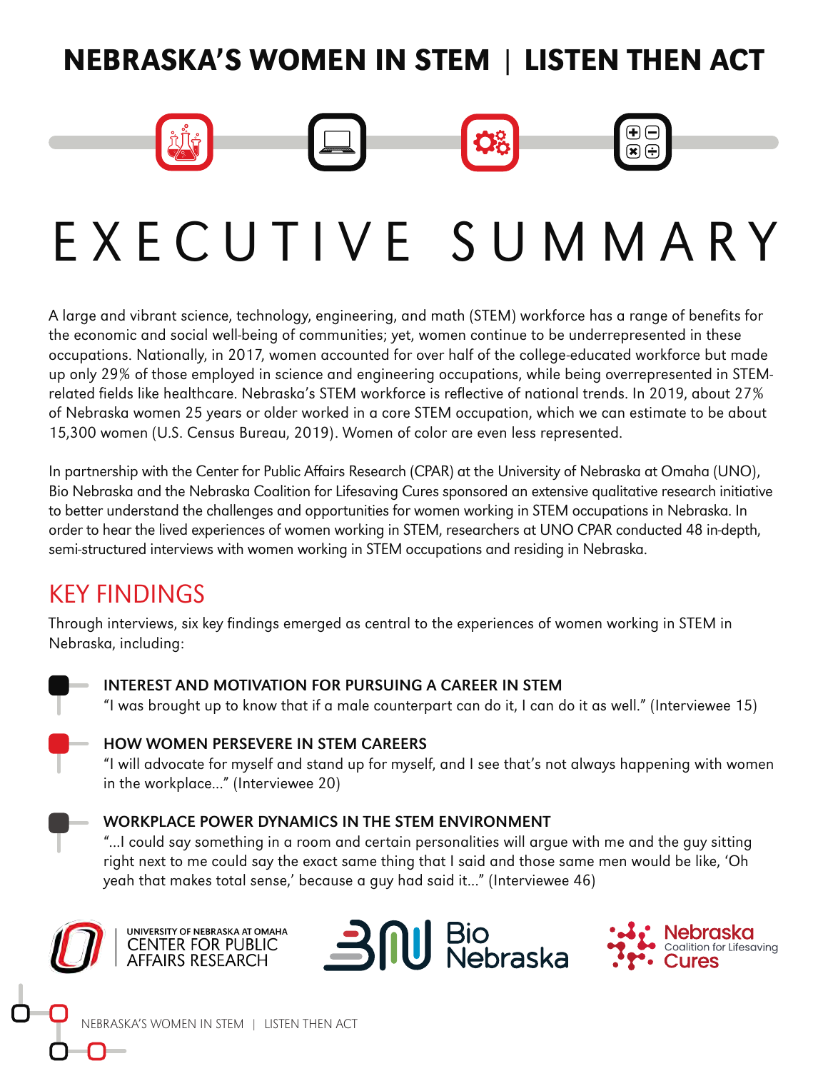# NEBRASKA'S WOMEN IN STEM | LISTEN THEN ACT

# EXECUTIVE SUMMARY

A large and vibrant science, technology, engineering, and math (STEM) workforce has a range of benefits for the economic and social well-being of communities; yet, women continue to be underrepresented in these occupations. Nationally, in 2017, women accounted for over half of the college-educated workforce but made up only 29% of those employed in science and engineering occupations, while being overrepresented in STEM-related fields like healthcare. Nebraska's STEM workforce is reflective of national trends. In 2019, about 27% of Nebraska women 25 years or older worked in a core STEM occupation, which we can estimate to be about 15,300 women (U.S. Census Bureau, 2019). Women of color are even less represented.

In partnership with the Center for Public Affairs Research (CPAR) at the University of Nebraska at Omaha (UNO), Bio Nebraska and the Nebraska Coalition for Lifesaving Cures sponsored an extensive qualitative research initiative to better understand the challenges and opportunities for women working in STEM occupations in Nebraska. In order to hear the lived experiences of women working in STEM, researchers at UNO CPAR conducted 48 in-depth, semi-structured interviews with women working in STEM occupations and residing in Nebraska.

## KEY FINDINGS

Through interviews, six key findings emerged as central to the experiences of women working in STEM in Nebraska, including:

**INTEREST AND MOTIVATION FOR PURSUING A CAREER IN STEM**
"I was brought up to know that if a male counterpart can do it, I can do it as well." (Interviewee 15)

**HOW WOMEN PERSEVERE IN STEM CAREERS**
"I will advocate for myself and stand up for myself, and I see that's not always happening with women in the workplace..." (Interviewee 20)

**WORKPLACE POWER DYNAMICS IN THE STEM ENVIRONMENT**
"...I could say something in a room and certain personalities will argue with me and the guy sitting right next to me could say the exact same thing that I said and those same men would be like, 'Oh yeah that makes total sense,' because a guy had said it..." (Interviewee 46)

UNIVERSITY OF NEBRASKA AT OMAHA CENTER FOR PUBLIC AFFAIRS RESEARCH | Bio Nebraska | Nebraska Coalition for Lifesaving Cures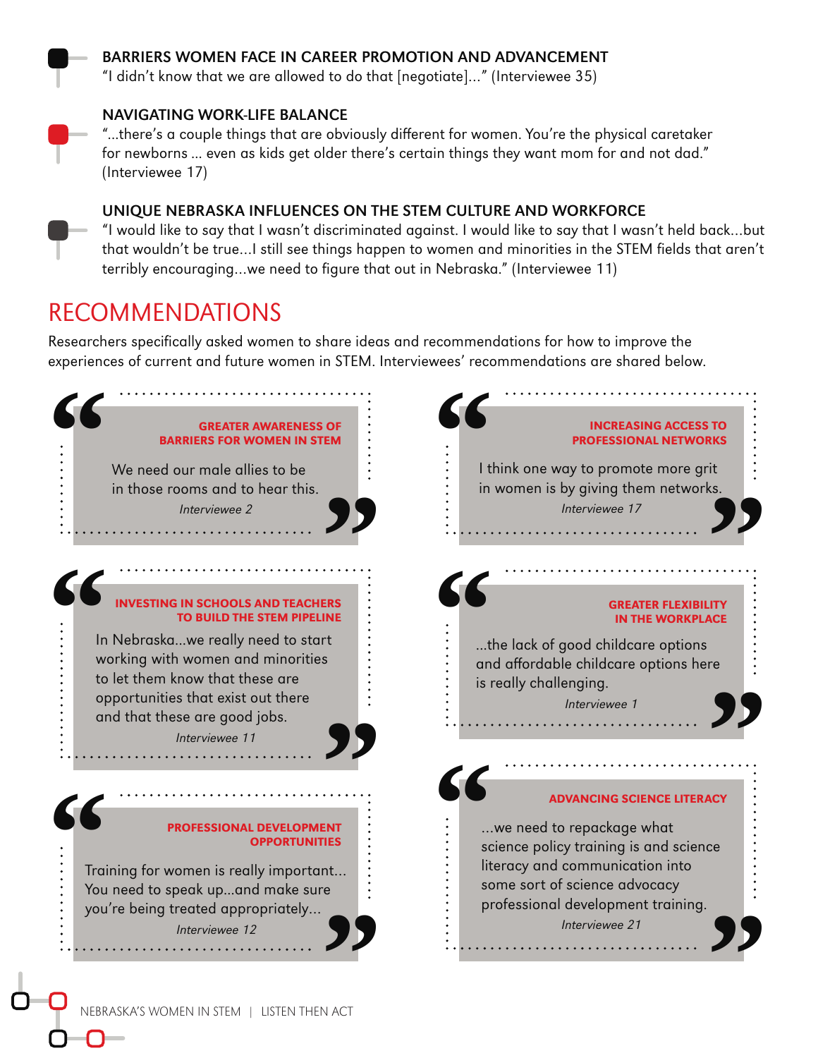### BARRIERS WOMEN FACE IN CAREER PROMOTION AND ADVANCEMENT

"I didn't know that we are allowed to do that [negotiate]..." (Interviewee 35)

### NAVIGATING WORK-LIFE BALANCE

"...there's a couple things that are obviously different for women. You're the physical caretaker for newborns ... even as kids get older there's certain things they want mom for and not dad." (Interviewee 17)

### UNIQUE NEBRASKA INFLUENCES ON THE STEM CULTURE AND WORKFORCE

"I would like to say that I wasn't discriminated against. I would like to say that I wasn't held back...but that wouldn't be true...I still see things happen to women and minorities in the STEM fields that aren't terribly encouraging...we need to figure that out in Nebraska." (Interviewee 11)

## RECOMMENDATIONS

Researchers specifically asked women to share ideas and recommendations for how to improve the experiences of current and future women in STEM. Interviewees' recommendations are shared below.

**GREATER AWARENESS OF BARRIERS FOR WOMEN IN STEM**

"We need our male allies to be in those rooms and to hear this."
*Interviewee 2*

**INVESTING IN SCHOOLS AND TEACHERS TO BUILD THE STEM PIPELINE**

"In Nebraska...we really need to start working with women and minorities to let them know that these are opportunities that exist out there and that these are good jobs."
*Interviewee 11*

**PROFESSIONAL DEVELOPMENT OPPORTUNITIES**

"Training for women is really important... You need to speak up...and make sure you're being treated appropriately..."
*Interviewee 12*

**INCREASING ACCESS TO PROFESSIONAL NETWORKS**

"I think one way to promote more grit in women is by giving them networks."
*Interviewee 17*

**GREATER FLEXIBILITY IN THE WORKPLACE**

"...the lack of good childcare options and affordable childcare options here is really challenging."
*Interviewee 1*

**ADVANCING SCIENCE LITERACY**

"...we need to repackage what science policy training is and science literacy and communication into some sort of science advocacy professional development training."
*Interviewee 21*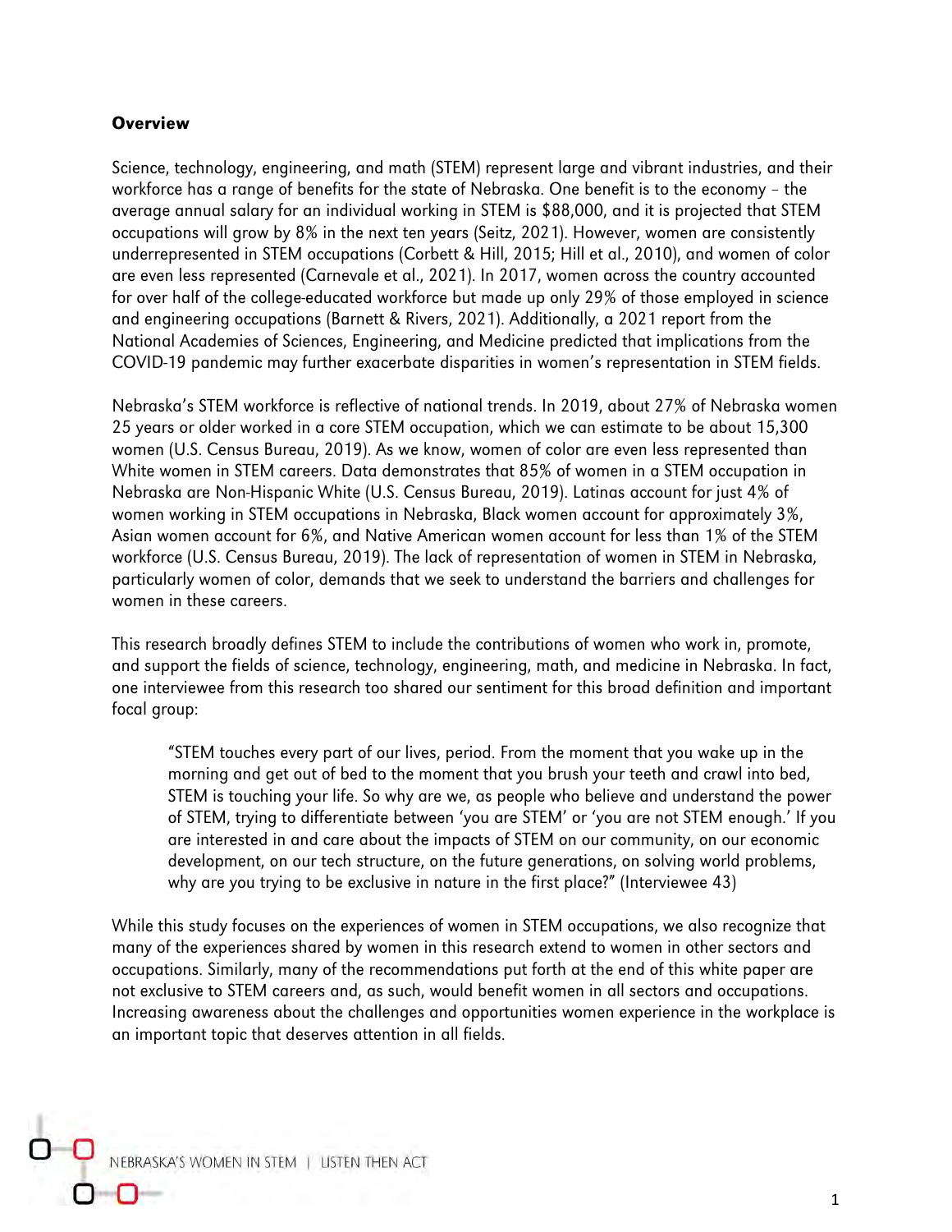**Overview**

Science, technology, engineering, and math (STEM) represent large and vibrant industries, and their workforce has a range of benefits for the state of Nebraska. One benefit is to the economy – the average annual salary for an individual working in STEM is $88,000, and it is projected that STEM occupations will grow by 8% in the next ten years (Seitz, 2021). However, women are consistently underrepresented in STEM occupations (Corbett & Hill, 2015; Hill et al., 2010), and women of color are even less represented (Carnevale et al., 2021). In 2017, women across the country accounted for over half of the college-educated workforce but made up only 29% of those employed in science and engineering occupations (Barnett & Rivers, 2021). Additionally, a 2021 report from the National Academies of Sciences, Engineering, and Medicine predicted that implications from the COVID-19 pandemic may further exacerbate disparities in women's representation in STEM fields.

Nebraska's STEM workforce is reflective of national trends. In 2019, about 27% of Nebraska women 25 years or older worked in a core STEM occupation, which we can estimate to be about 15,300 women (U.S. Census Bureau, 2019). As we know, women of color are even less represented than White women in STEM careers. Data demonstrates that 85% of women in a STEM occupation in Nebraska are Non-Hispanic White (U.S. Census Bureau, 2019). Latinas account for just 4% of women working in STEM occupations in Nebraska, Black women account for approximately 3%, Asian women account for 6%, and Native American women account for less than 1% of the STEM workforce (U.S. Census Bureau, 2019). The lack of representation of women in STEM in Nebraska, particularly women of color, demands that we seek to understand the barriers and challenges for women in these careers.

This research broadly defines STEM to include the contributions of women who work in, promote, and support the fields of science, technology, engineering, math, and medicine in Nebraska. In fact, one interviewee from this research too shared our sentiment for this broad definition and important focal group:

> "STEM touches every part of our lives, period. From the moment that you wake up in the morning and get out of bed to the moment that you brush your teeth and crawl into bed, STEM is touching your life. So why are we, as people who believe and understand the power of STEM, trying to differentiate between 'you are STEM' or 'you are not STEM enough.' If you are interested in and care about the impacts of STEM on our community, on our economic development, on our tech structure, on the future generations, on solving world problems, why are you trying to be exclusive in nature in the first place?" (Interviewee 43)

While this study focuses on the experiences of women in STEM occupations, we also recognize that many of the experiences shared by women in this research extend to women in other sectors and occupations. Similarly, many of the recommendations put forth at the end of this white paper are not exclusive to STEM careers and, as such, would benefit women in all sectors and occupations. Increasing awareness about the challenges and opportunities women experience in the workplace is an important topic that deserves attention in all fields.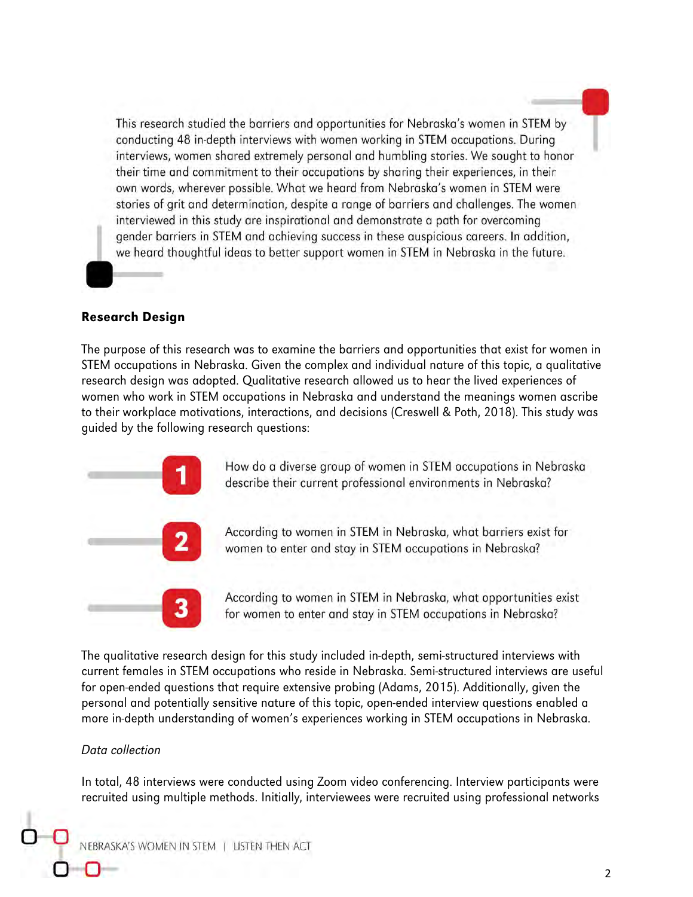This research studied the barriers and opportunities for Nebraska's women in STEM by conducting 48 in-depth interviews with women working in STEM occupations. During interviews, women shared extremely personal and humbling stories. We sought to honor their time and commitment to their occupations by sharing their experiences, in their own words, wherever possible. What we heard from Nebraska's women in STEM were stories of grit and determination, despite a range of barriers and challenges. The women interviewed in this study are inspirational and demonstrate a path for overcoming gender barriers in STEM and achieving success in these auspicious careers. In addition, we heard thoughtful ideas to better support women in STEM in Nebraska in the future.

### Research Design

The purpose of this research was to examine the barriers and opportunities that exist for women in STEM occupations in Nebraska. Given the complex and individual nature of this topic, a qualitative research design was adopted. Qualitative research allowed us to hear the lived experiences of women who work in STEM occupations in Nebraska and understand the meanings women ascribe to their workplace motivations, interactions, and decisions (Creswell & Poth, 2018). This study was guided by the following research questions:

1. How do a diverse group of women in STEM occupations in Nebraska describe their current professional environments in Nebraska?
2. According to women in STEM in Nebraska, what barriers exist for women to enter and stay in STEM occupations in Nebraska?
3. According to women in STEM in Nebraska, what opportunities exist for women to enter and stay in STEM occupations in Nebraska?

The qualitative research design for this study included in-depth, semi-structured interviews with current females in STEM occupations who reside in Nebraska. Semi-structured interviews are useful for open-ended questions that require extensive probing (Adams, 2015). Additionally, given the personal and potentially sensitive nature of this topic, open-ended interview questions enabled a more in-depth understanding of women's experiences working in STEM occupations in Nebraska.

*Data collection*

In total, 48 interviews were conducted using Zoom video conferencing. Interview participants were recruited using multiple methods. Initially, interviewees were recruited using professional networks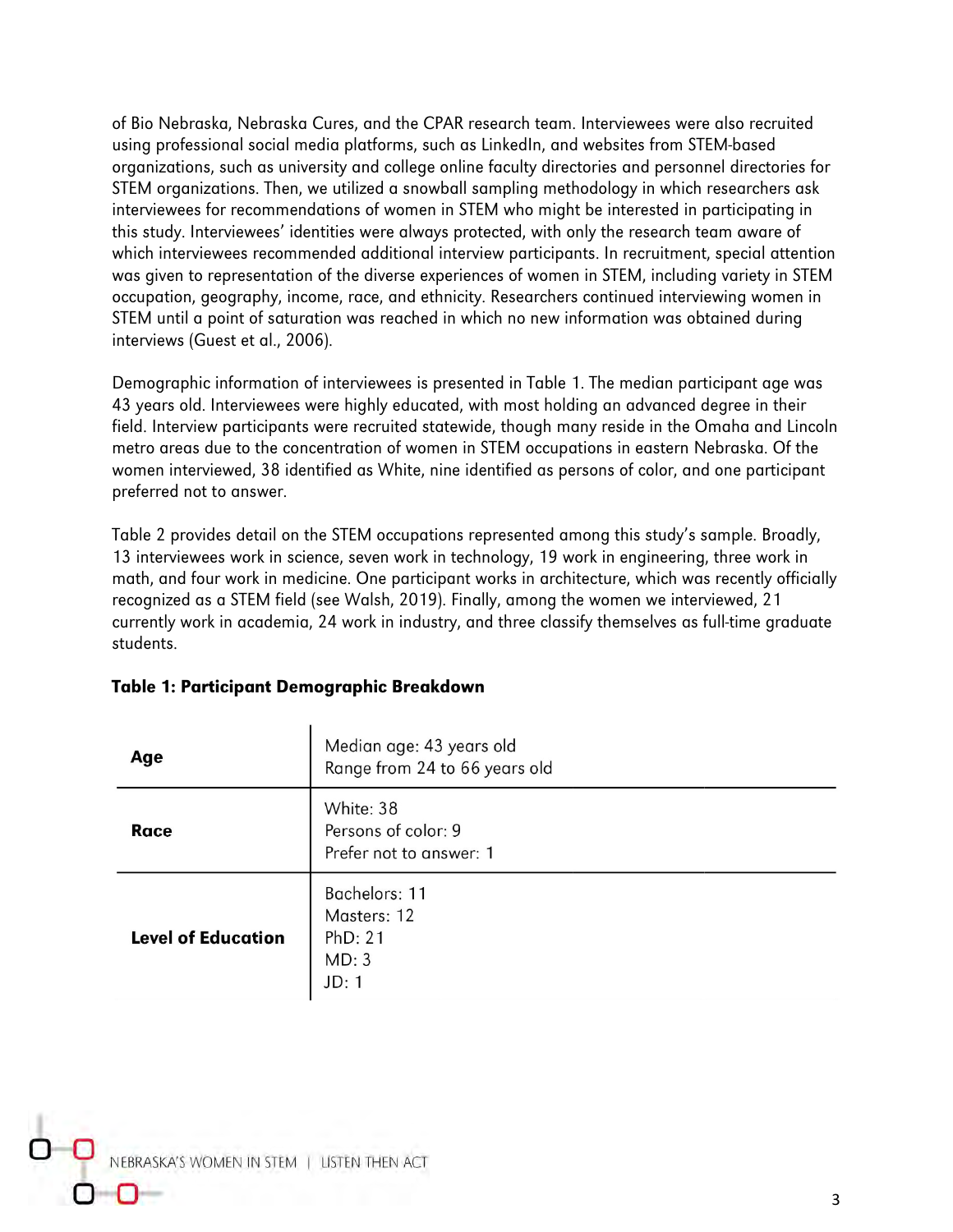of Bio Nebraska, Nebraska Cures, and the CPAR research team. Interviewees were also recruited using professional social media platforms, such as LinkedIn, and websites from STEM-based organizations, such as university and college faculty directories and personnel directories for STEM organizations. Then, we utilized a snowball sampling methodology in which researchers ask interviewees for recommendations of women in STEM who might be interested in participating in this study. Interviewees' identities were always protected, with only the research team aware of which interviewees recommended additional interview participants. In recruitment, special attention was given to representation of the diverse experiences of women in STEM, including variety in STEM occupation, geography, income, race, and ethnicity. Researchers continued interviewing women in STEM until a point of saturation was reached in which no new information was obtained during interviews (Guest et al., 2006).

Demographic information of interviewees is presented in Table 1. The median participant age was 43 years old. Interviewees were highly educated, with most holding an advanced degree in their field. Interview participants were recruited statewide, though many reside in the Omaha and Lincoln metro areas due to the concentration of women in STEM occupations in eastern Nebraska. Of the women interviewed, 38 identified as White, nine identified as persons of color, and one participant preferred not to answer.

Table 2 provides detail on the STEM occupations represented among this study's sample. Broadly, 13 interviewees work in science, seven work in technology, 19 work in engineering, three work in math, and four work in medicine. One participant works in architecture, which was recently officially recognized as a STEM field (see Walsh, 2019). Finally, among the women we interviewed, 21 currently work in academia, 24 work in industry, and three classify themselves as full-time graduate students.

**Table 1: Participant Demographic Breakdown**

| | |
|---|---|
| **Age** | Median age: 43 years old<br>Range from 24 to 66 years old |
| **Race** | White: 38<br>Persons of color: 9<br>Prefer not to answer: 1 |
| **Level of Education** | Bachelors: 11<br>Masters: 12<br>PhD: 21<br>MD: 3<br>JD: 1 |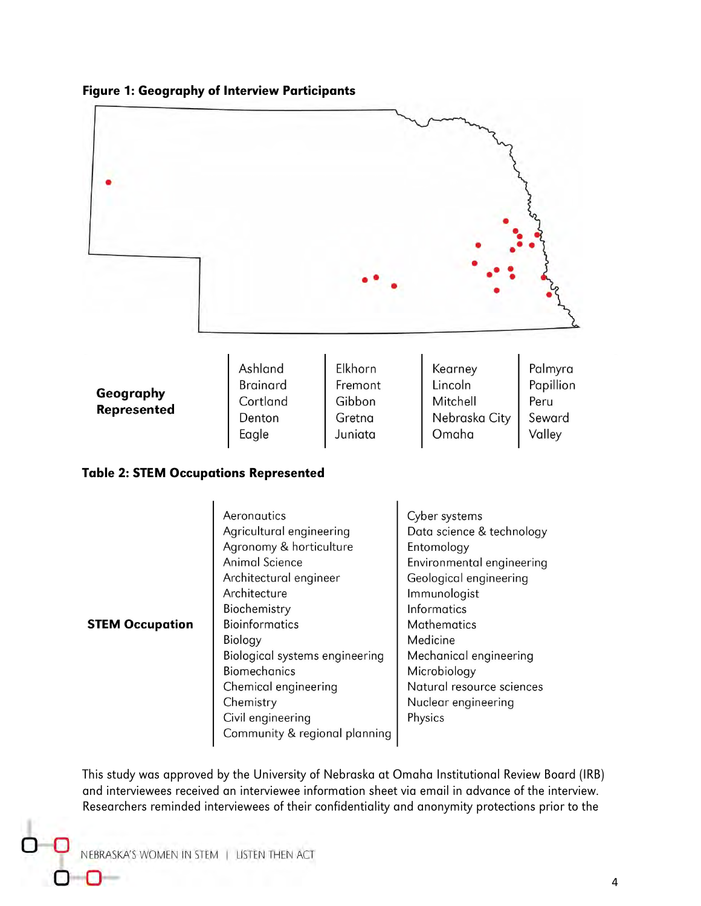**Figure 1: Geography of Interview Participants**

| Geography Represented | | | | |
|---|---|---|---|---|
| | Ashland | Elkhorn | Kearney | Palmyra |
| | Brainard | Fremont | Lincoln | Papillion |
| | Cortland | Gibbon | Mitchell | Peru |
| | Denton | Gretna | Nebraska City | Seward |
| | Eagle | Juniata | Omaha | Valley |

**Table 2: STEM Occupations Represented**

| STEM Occupation | | |
|---|---|---|
| | Aeronautics | Cyber systems |
| | Agricultural engineering | Data science & technology |
| | Agronomy & horticulture | Entomology |
| | Animal Science | Environmental engineering |
| | Architectural engineer | Geological engineering |
| | Architecture | Immunologist |
| | Biochemistry | Informatics |
| | Bioinformatics | Mathematics |
| | Biology | Medicine |
| | Biological systems engineering | Mechanical engineering |
| | Biomechanics | Microbiology |
| | Chemical engineering | Natural resource sciences |
| | Chemistry | Nuclear engineering |
| | Civil engineering | Physics |
| | Community & regional planning | |

This study was approved by the University of Nebraska at Omaha Institutional Review Board (IRB) and interviewees received an interviewee information sheet via email in advance of the interview. Researchers reminded interviewees of their confidentiality and anonymity protections prior to the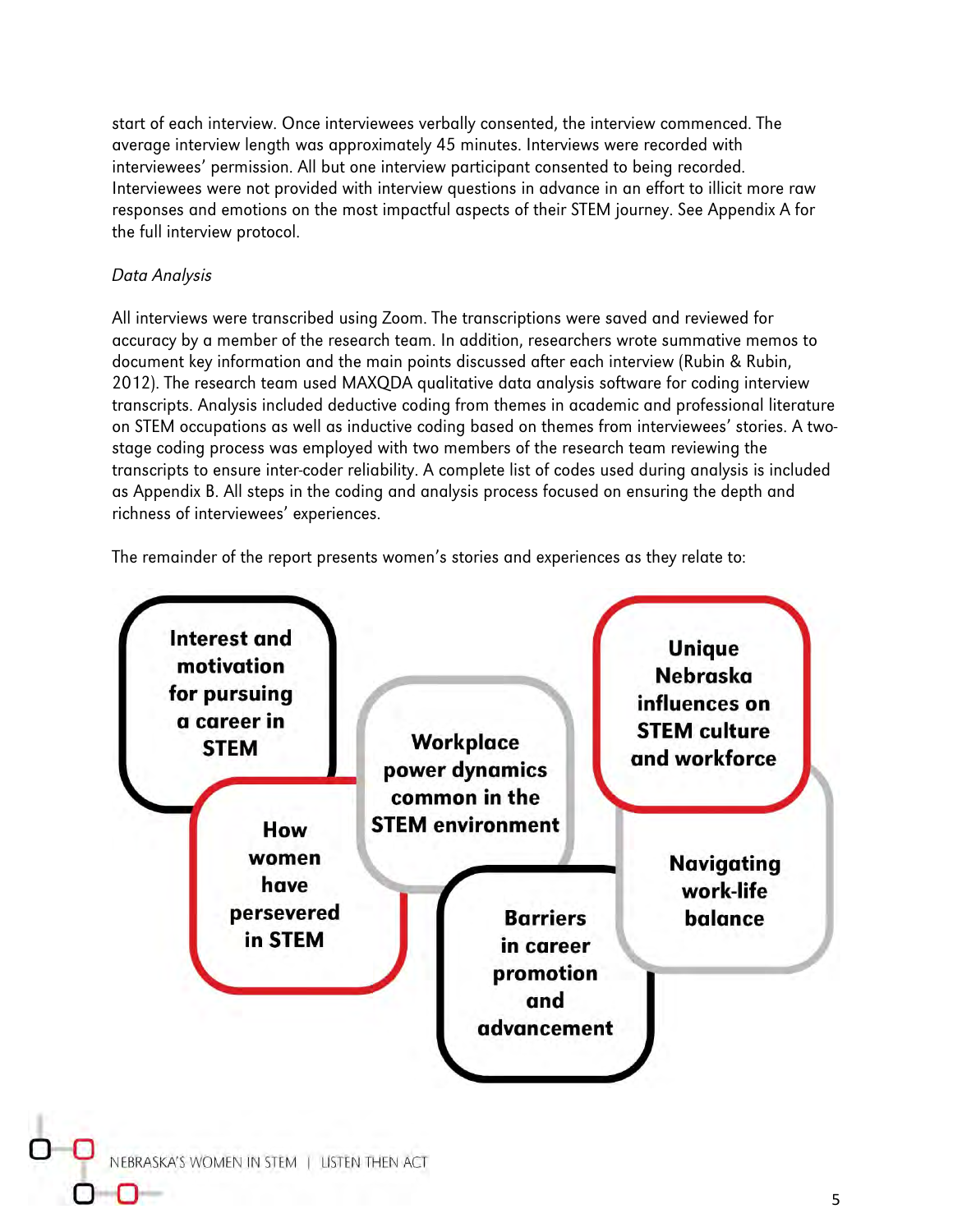start of each interview. Once interviewees verbally consented, the interview commenced. The average interview length was approximately 45 minutes. Interviews were recorded with interviewees' permission. All but one interview participant consented to being recorded. Interviewees were not provided with interview questions in advance in an effort to illicit more raw responses and emotions on the most impactful aspects of their STEM journey. See Appendix A for the full interview protocol.

*Data Analysis*

All interviews were transcribed using Zoom. The transcriptions were saved and reviewed for accuracy by a member of the research team. In addition, researchers wrote summative memos to document key information and the main points discussed after each interview (Rubin & Rubin, 2012). The research team used MAXQDA qualitative data analysis software for coding interview transcripts. Analysis included deductive coding from themes in academic and professional literature on STEM occupations as well as inductive coding based on themes from interviewees' stories. A two-stage coding process was employed with two members of the research team reviewing the transcripts to ensure inter-coder reliability. A complete list of codes used during analysis is included as Appendix B. All steps in the coding and analysis process focused on ensuring the depth and richness of interviewees' experiences.

The remainder of the report presents women's stories and experiences as they relate to:

- **Interest and motivation for pursuing a career in STEM**
- **How women have persevered in STEM**
- **Workplace power dynamics common in the STEM environment**
- **Barriers in career promotion and advancement**
- **Unique Nebraska influences on STEM culture and workforce**
- **Navigating work-life balance**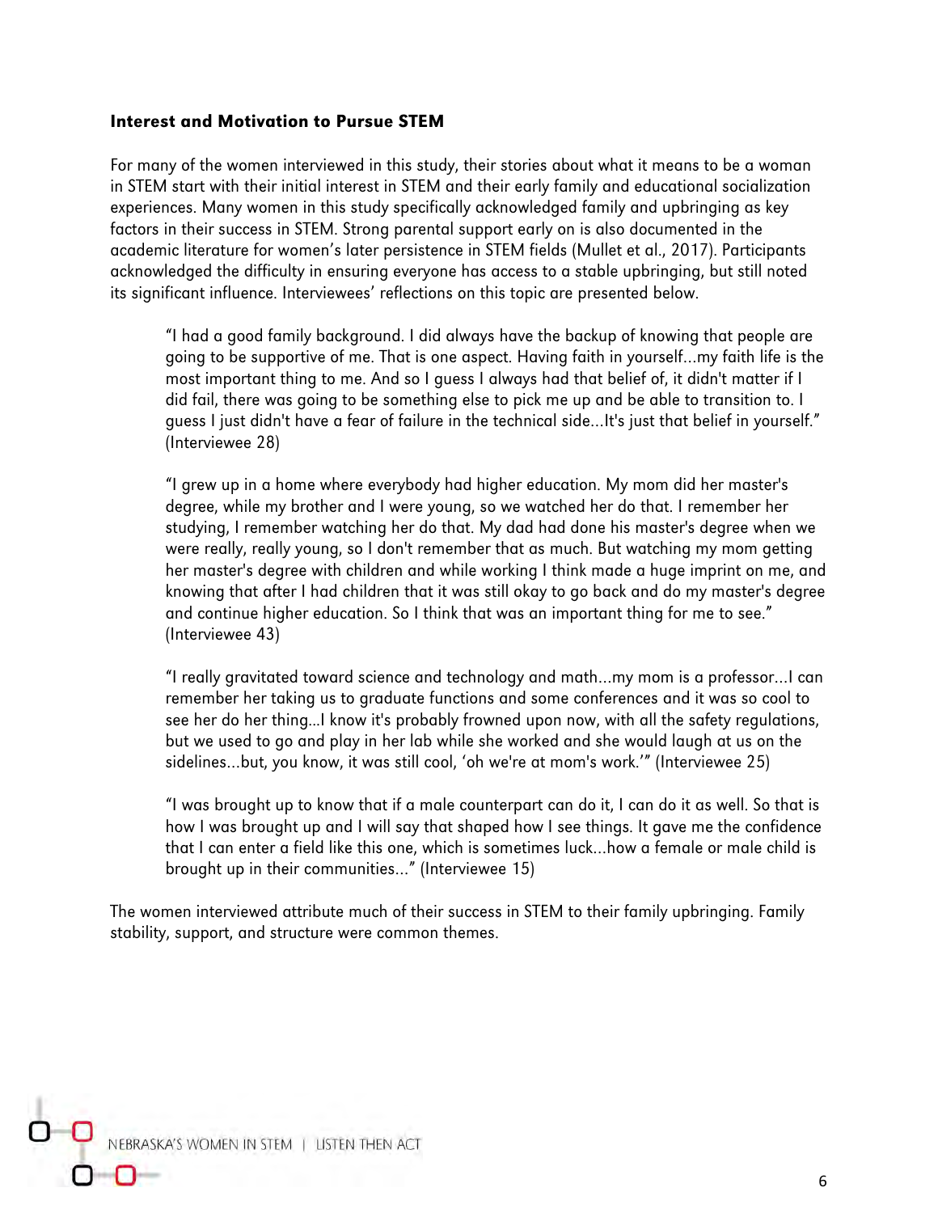### Interest and Motivation to Pursue STEM

For many of the women interviewed in this study, their stories about what it means to be a woman in STEM start with their initial interest in STEM and their early family and educational socialization experiences. Many women in this study specifically acknowledged family and upbringing as key factors in their success in STEM. Strong parental support early on is also documented in the academic literature for women's later persistence in STEM fields (Mullet et al., 2017). Participants acknowledged the difficulty in ensuring everyone has access to a stable upbringing, but still noted its significant influence. Interviewees' reflections on this topic are presented below.

> "I had a good family background. I did always have the backup of knowing that people are going to be supportive of me. That is one aspect. Having faith in yourself…my faith life is the most important thing to me. And so I guess I always had that belief of, it didn't matter if I did fail, there was going to be something else to pick me up and be able to transition to. I guess I just didn't have a fear of failure in the technical side…It's just that belief in yourself." (Interviewee 28)

> "I grew up in a home where everybody had higher education. My mom did her master's degree, while my brother and I were young, so we watched her do that. I remember her studying, I remember watching her do that. My dad had done his master's degree when we were really, really young, so I don't remember that as much. But watching my mom getting her master's degree with children and while working I think made a huge imprint on me, and knowing that after I had children that it was still okay to go back and do my master's degree and continue higher education. So I think that was an important thing for me to see." (Interviewee 43)

> "I really gravitated toward science and technology and math…my mom is a professor…I can remember her taking us to graduate functions and some conferences and it was so cool to see her do her thing…I know it's probably frowned upon now, with all the safety regulations, but we used to go and play in her lab while she worked and she would laugh at us on the sidelines…but, you know, it was still cool, 'oh we're at mom's work.'" (Interviewee 25)

> "I was brought up to know that if a male counterpart can do it, I can do it as well. So that is how I was brought up and I will say that shaped how I see things. It gave me the confidence that I can enter a field like this one, which is sometimes luck…how a female or male child is brought up in their communities…" (Interviewee 15)

The women interviewed attribute much of their success in STEM to their family upbringing. Family stability, support, and structure were common themes.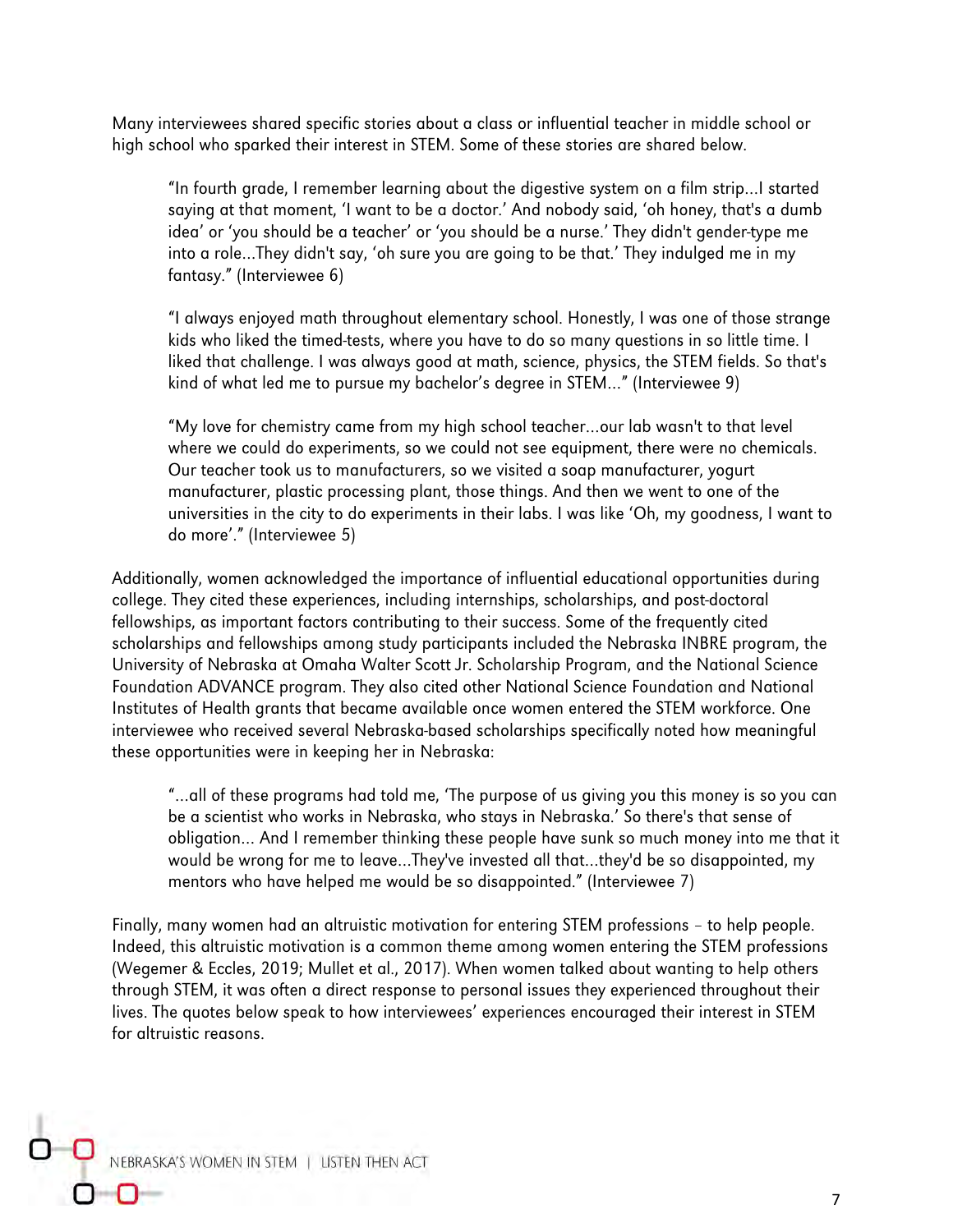Many interviewees shared specific stories about a class or influential teacher in middle school or high school who sparked their interest in STEM. Some of these stories are shared below.

> "In fourth grade, I remember learning about the digestive system on a film strip...I started saying at that moment, 'I want to be a doctor.' And nobody said, 'oh honey, that's a dumb idea' or 'you should be a teacher' or 'you should be a nurse.' They didn't gender-type me into a role...They didn't say, 'oh sure you are going to be that.' They indulged me in my fantasy." (Interviewee 6)

> "I always enjoyed math throughout elementary school. Honestly, I was one of those strange kids who liked the timed-tests, where you have to do so many questions in so little time. I liked that challenge. I was always good at math, science, physics, the STEM fields. So that's kind of what led me to pursue my bachelor's degree in STEM..." (Interviewee 9)

> "My love for chemistry came from my high school teacher...our lab wasn't to that level where we could do experiments, so we could not see equipment, there were no chemicals. Our teacher took us to manufacturers, so we visited a soap manufacturer, yogurt manufacturer, plastic processing plant, those things. And then we went to one of the universities in the city to do experiments in their labs. I was like 'Oh, my goodness, I want to do more'." (Interviewee 5)

Additionally, women acknowledged the importance of influential educational opportunities during college. They cited these experiences, including internships, scholarships, and post-doctoral fellowships, as important factors contributing to their success. Some of the frequently cited scholarships and fellowships among study participants included the Nebraska INBRE program, the University of Nebraska at Omaha Walter Scott Jr. Scholarship Program, and the National Science Foundation ADVANCE program. They also cited other National Science Foundation and National Institutes of Health grants that became available once women entered the STEM workforce. One interviewee who received several Nebraska-based scholarships specifically noted how meaningful these opportunities were in keeping her in Nebraska:

> "...all of these programs had told me, 'The purpose of us giving you this money is so you can be a scientist who works in Nebraska, who stays in Nebraska.' So there's that sense of obligation... And I remember thinking these people have sunk so much money into me that it would be wrong for me to leave...They've invested all that...they'd be so disappointed, my mentors who have helped me would be so disappointed." (Interviewee 7)

Finally, many women had an altruistic motivation for entering STEM professions – to help people. Indeed, this altruistic motivation is a common theme among women entering the STEM professions (Wegemer & Eccles, 2019; Mullet et al., 2017). When women talked about wanting to help others through STEM, it was often a direct response to personal issues they experienced throughout their lives. The quotes below speak to how interviewees' experiences encouraged their interest in STEM for altruistic reasons.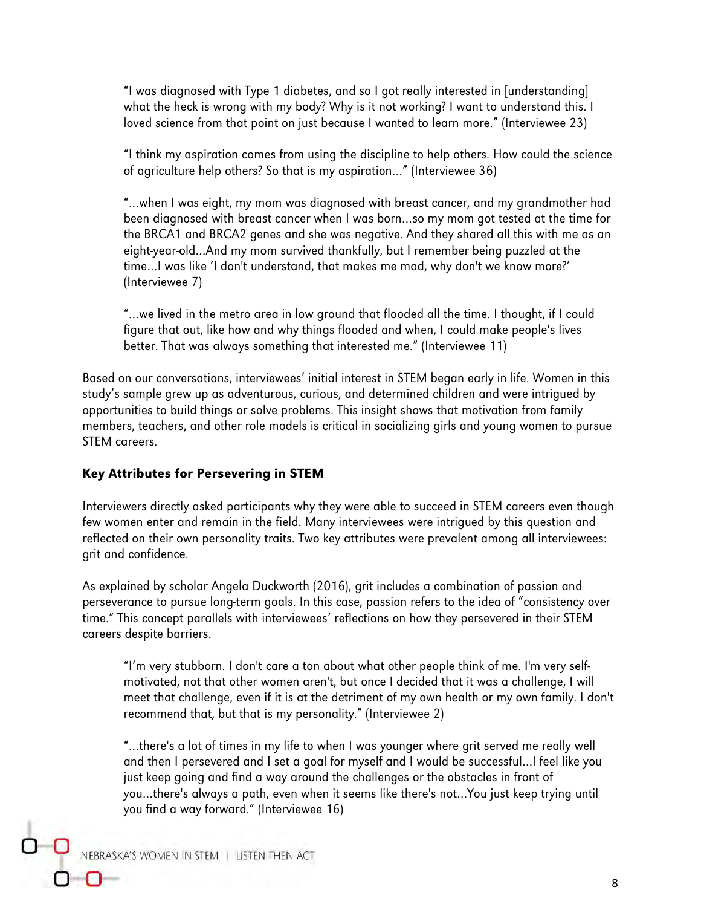> "I was diagnosed with Type 1 diabetes, and so I got really interested in [understanding] what the heck is wrong with my body? Why is it not working? I want to understand this. I loved science from that point on just because I wanted to learn more." (Interviewee 23)

> "I think my aspiration comes from using the discipline to help others. How could the science of agriculture help others? So that is my aspiration…" (Interviewee 36)

> "…when I was eight, my mom was diagnosed with breast cancer, and my grandmother had been diagnosed with breast cancer when I was born…so my mom got tested at the time for the BRCA1 and BRCA2 genes and she was negative. And they shared all this with me as an eight-year-old…And my mom survived thankfully, but I remember being puzzled at the time…I was like 'I don't understand, that makes me mad, why don't we know more?' (Interviewee 7)

> "…we lived in the metro area in low ground that flooded all the time. I thought, if I could figure that out, like how and why things flooded and when, I could make people's lives better. That was always something that interested me." (Interviewee 11)

Based on our conversations, interviewees' initial interest in STEM began early in life. Women in this study's sample grew up as adventurous, curious, and determined children and were intrigued by opportunities to build things or solve problems. This insight shows that motivation from family members, teachers, and other role models is critical in socializing girls and young women to pursue STEM careers.

### Key Attributes for Persevering in STEM

Interviewers directly asked participants why they were able to succeed in STEM careers even though few women enter and remain in the field. Many interviewees were intrigued by this question and reflected on their own personality traits. Two key attributes were prevalent among all interviewees: grit and confidence.

As explained by scholar Angela Duckworth (2016), grit includes a combination of passion and perseverance to pursue long-term goals. In this case, passion refers to the idea of "consistency over time." This concept parallels with interviewees' reflections on how they persevered in their STEM careers despite barriers.

> "I'm very stubborn. I don't care a ton about what other people think of me. I'm very self-motivated, not that other women aren't, but once I decided that it was a challenge, I will meet that challenge, even if it is at the detriment of my own health or my own family. I don't recommend that, but that is my personality." (Interviewee 2)

> "…there's a lot of times in my life to when I was younger where grit served me really well and then I persevered and I set a goal for myself and I would be successful…I feel like you just keep going and find a way around the challenges or the obstacles in front of you…there's always a path, even when it seems like there's not…You just keep trying until you find a way forward." (Interviewee 16)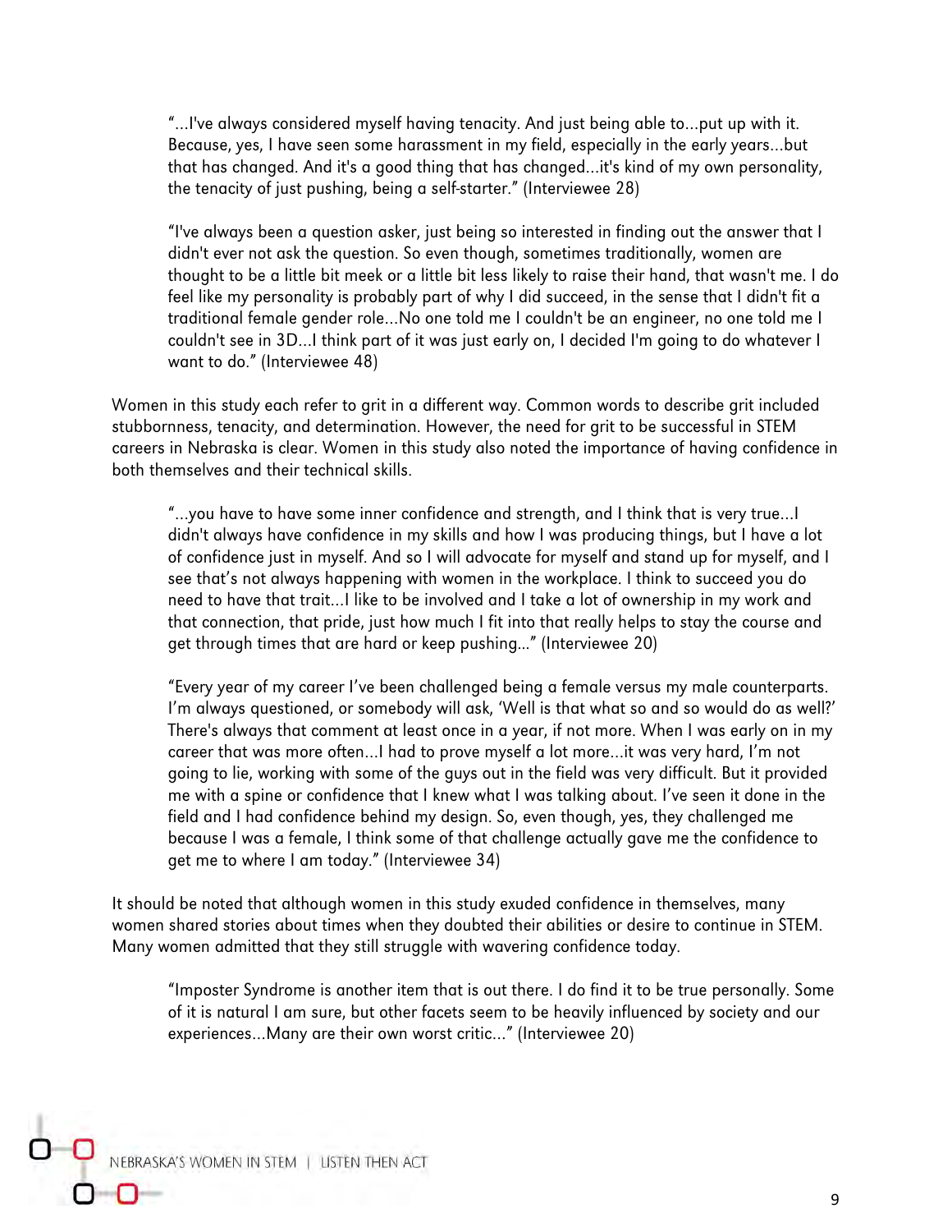> "…I've always considered myself having tenacity. And just being able to…put up with it. Because, yes, I have seen some harassment in my field, especially in the early years…but that has changed. And it's a good thing that has changed…it's kind of my own personality, the tenacity of just pushing, being a self-starter." (Interviewee 28)

> "I've always been a question asker, just being so interested in finding out the answer that I didn't ever not ask the question. So even though, sometimes traditionally, women are thought to be a little bit meek or a little bit less likely to raise their hand, that wasn't me. I do feel like my personality is probably part of why I did succeed, in the sense that I didn't fit a traditional female gender role…No one told me I couldn't be an engineer, no one told me I couldn't see in 3D…I think part of it was just early on, I decided I'm going to do whatever I want to do." (Interviewee 48)

Women in this study each refer to grit in a different way. Common words to describe grit included stubbornness, tenacity, and determination. However, the need for grit to be successful in STEM careers in Nebraska is clear. Women in this study also noted the importance of having confidence in both themselves and their technical skills.

> "…you have to have some inner confidence and strength, and I think that is very true…I didn't always have confidence in my skills and how I was producing things, but I have a lot of confidence just in myself. And so I will advocate for myself and stand up for myself, and I see that's not always happening with women in the workplace. I think to succeed you do need to have that trait…I like to be involved and I take a lot of ownership in my work and that connection, that pride, just how much I fit into that really helps to stay the course and get through times that are hard or keep pushing…" (Interviewee 20)

> "Every year of my career I've been challenged being a female versus my male counterparts. I'm always questioned, or somebody will ask, 'Well is that what so and so would do as well?' There's always that comment at least once in a year, if not more. When I was early on in my career that was more often…I had to prove myself a lot more…it was very hard, I'm not going to lie, working with some of the guys out in the field was very difficult. But it provided me with a spine or confidence that I knew what I was talking about. I've seen it done in the field and I had confidence behind my design. So, even though, yes, they challenged me because I was a female, I think some of that challenge actually gave me the confidence to get me to where I am today." (Interviewee 34)

It should be noted that although women in this study exuded confidence in themselves, many women shared stories about times when they doubted their abilities or desire to continue in STEM. Many women admitted that they still struggle with wavering confidence today.

> "Imposter Syndrome is another item that is out there. I do find it to be true personally. Some of it is natural I am sure, but other facets seem to be heavily influenced by society and our experiences…Many are their own worst critic…" (Interviewee 20)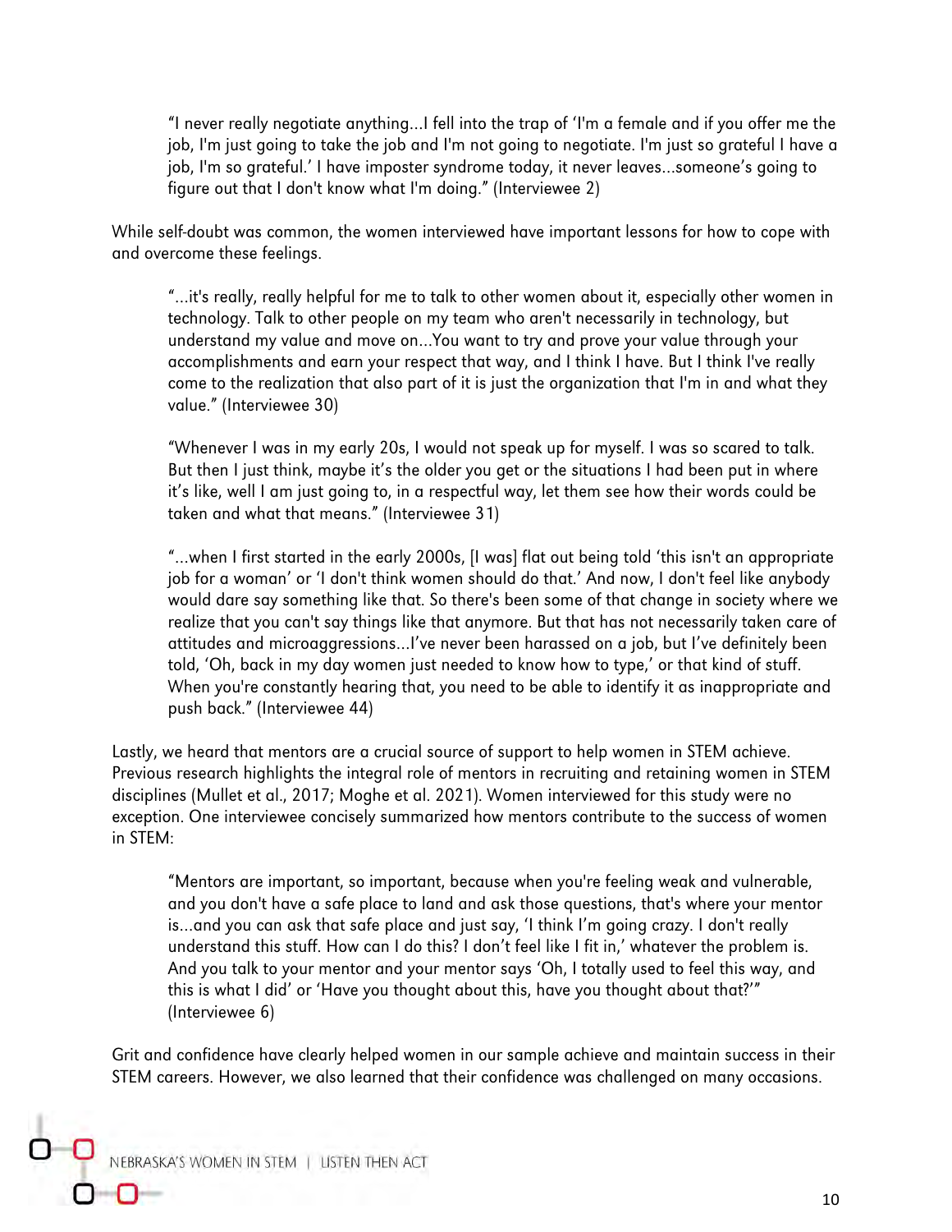> "I never really negotiate anything…I fell into the trap of 'I'm a female and if you offer me the job, I'm just going to take the job and I'm not going to negotiate. I'm just so grateful I have a job, I'm so grateful.' I have imposter syndrome today, it never leaves…someone's going to figure out that I don't know what I'm doing." (Interviewee 2)

While self-doubt was common, the women interviewed have important lessons for how to cope with and overcome these feelings.

> "…it's really, really helpful for me to talk to other women about it, especially other women in technology. Talk to other people on my team who aren't necessarily in technology, but understand my value and move on…You want to try and prove your value through your accomplishments and earn your respect that way, and I think I have. But I think I've really come to the realization that also part of it is just the organization that I'm in and what they value." (Interviewee 30)

> "Whenever I was in my early 20s, I would not speak up for myself. I was so scared to talk. But then I just think, maybe it's the older you get or the situations I had been put in where it's like, well I am just going to, in a respectful way, let them see how their words could be taken and what that means." (Interviewee 31)

> "…when I first started in the early 2000s, [I was] flat out being told 'this isn't an appropriate job for a woman' or 'I don't think women should do that.' And now, I don't feel like anybody would dare say something like that. So there's been some of that change in society where we realize that you can't say things like that anymore. But that has not necessarily taken care of attitudes and microaggressions…I've never been harassed on a job, but I've definitely been told, 'Oh, back in my day women just needed to know how to type,' or that kind of stuff. When you're constantly hearing that, you need to be able to identify it as inappropriate and push back." (Interviewee 44)

Lastly, we heard that mentors are a crucial source of support to help women in STEM achieve. Previous research highlights the integral role of mentors in recruiting and retaining women in STEM disciplines (Mullet et al., 2017; Moghe et al. 2021). Women interviewed for this study were no exception. One interviewee concisely summarized how mentors contribute to the success of women in STEM:

> "Mentors are important, so important, because when you're feeling weak and vulnerable, and you don't have a safe place to land and ask those questions, that's where your mentor is…and you can ask that safe place and just say, 'I think I'm going crazy. I don't really understand this stuff. How can I do this? I don't feel like I fit in,' whatever the problem is. And you talk to your mentor and your mentor says 'Oh, I totally used to feel this way, and this is what I did' or 'Have you thought about this, have you thought about that?'" (Interviewee 6)

Grit and confidence have clearly helped women in our sample achieve and maintain success in their STEM careers. However, we also learned that their confidence was challenged on many occasions.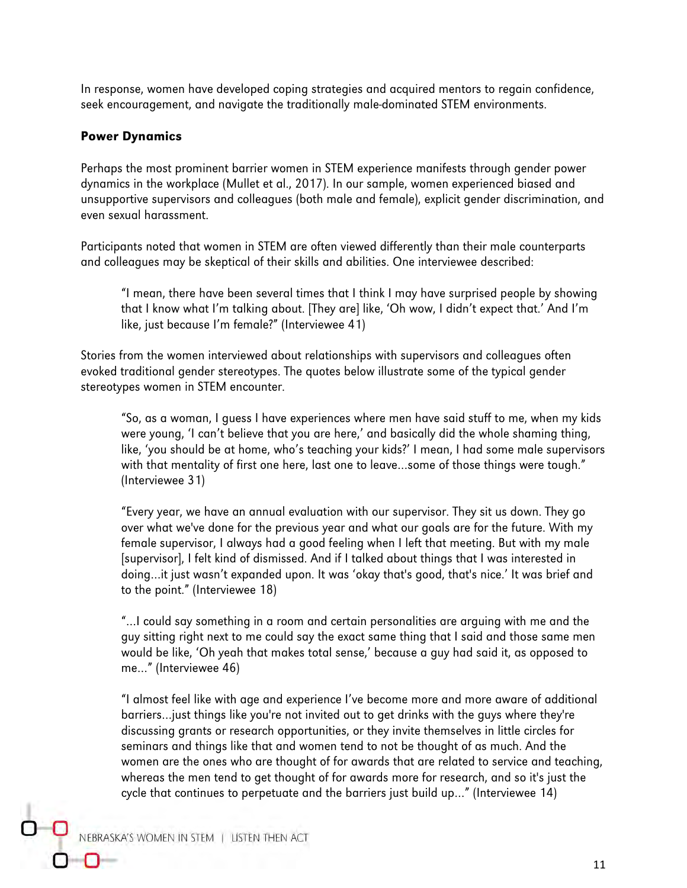In response, women have developed coping strategies and acquired mentors to regain confidence, seek encouragement, and navigate the traditionally male-dominated STEM environments.

### Power Dynamics

Perhaps the most prominent barrier women in STEM experience manifests through gender power dynamics in the workplace (Mullet et al., 2017). In our sample, women experienced biased and unsupportive supervisors and colleagues (both male and female), explicit gender discrimination, and even sexual harassment.

Participants noted that women in STEM are often viewed differently than their male counterparts and colleagues may be skeptical of their skills and abilities. One interviewee described:

> "I mean, there have been several times that I think I may have surprised people by showing that I know what I'm talking about. [They are] like, 'Oh wow, I didn't expect that.' And I'm like, just because I'm female?" (Interviewee 41)

Stories from the women interviewed about relationships with supervisors and colleagues often evoked traditional gender stereotypes. The quotes below illustrate some of the typical gender stereotypes women in STEM encounter.

> "So, as a woman, I guess I have experiences where men have said stuff to me, when my kids were young, 'I can't believe that you are here,' and basically did the whole shaming thing, like, 'you should be at home, who's teaching your kids?' I mean, I had some male supervisors with that mentality of first one here, last one to leave…some of those things were tough." (Interviewee 31)

> "Every year, we have an annual evaluation with our supervisor. They sit us down. They go over what we've done for the previous year and what our goals are for the future. With my female supervisor, I always had a good feeling when I left that meeting. But with my male [supervisor], I felt kind of dismissed. And if I talked about things that I was interested in doing…it just wasn't expanded upon. It was 'okay that's good, that's nice.' It was brief and to the point." (Interviewee 18)

> "…I could say something in a room and certain personalities are arguing with me and the guy sitting right next to me could say the exact same thing that I said and those same men would be like, 'Oh yeah that makes total sense,' because a guy had said it, as opposed to me…" (Interviewee 46)

> "I almost feel like with age and experience I've become more and more aware of additional barriers…just things like you're not invited out to get drinks with the guys where they're discussing grants or research opportunities, or they invite themselves in little circles for seminars and things like that and women tend to not be thought of as much. And the women are the ones who are thought of for awards that are related to service and teaching, whereas the men tend to get thought of for awards more for research, and so it's just the cycle that continues to perpetuate and the barriers just build up…" (Interviewee 14)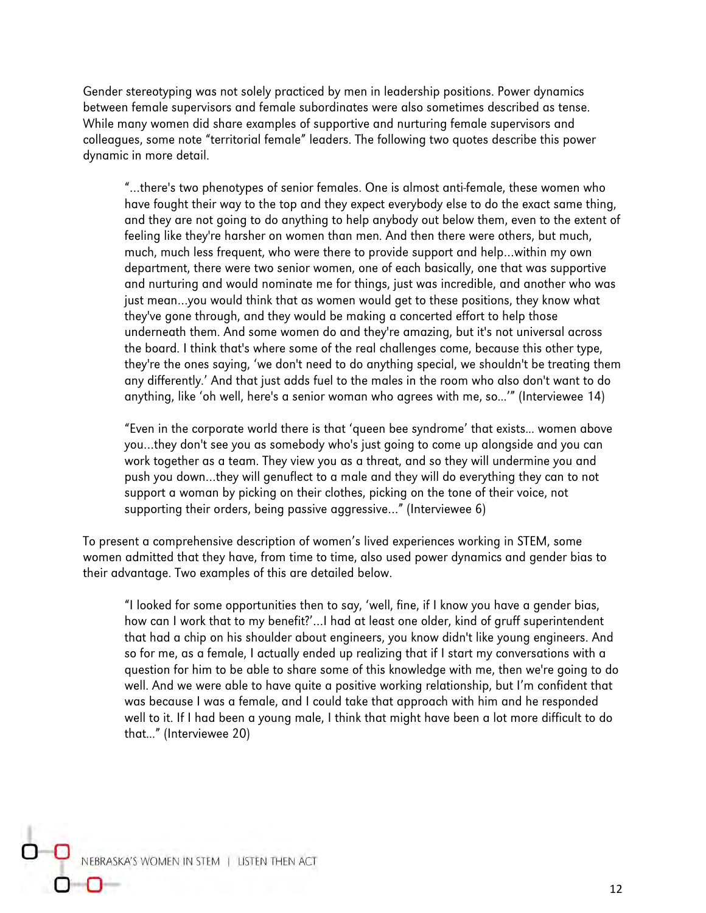Gender stereotyping was not solely practiced by men in leadership positions. Power dynamics between female supervisors and female subordinates were also sometimes described as tense. While many women did share examples of supportive and nurturing female supervisors and colleagues, some note "territorial female" leaders. The following two quotes describe this power dynamic in more detail.

> "...there's two phenotypes of senior females. One is almost anti-female, these women who have fought their way to the top and they expect everybody else to do the exact same thing, and they are not going to do anything to help anybody out below them, even to the extent of feeling like they're harsher on women than men. And then there were others, but much, much, much less frequent, who were there to provide support and help...within my own department, there were two senior women, one of each basically, one that was supportive and nurturing and would nominate me for things, just was incredible, and another who was just mean...you would think that as women would get to these positions, they know what they've gone through, and they would be making a concerted effort to help those underneath them. And some women do and they're amazing, but it's not universal across the board. I think that's where some of the real challenges come, because this other type, they're the ones saying, 'we don't need to do anything special, we shouldn't be treating them any differently.' And that just adds fuel to the males in the room who also don't want to do anything, like 'oh well, here's a senior woman who agrees with me, so...'" (Interviewee 14)

> "Even in the corporate world there is that 'queen bee syndrome' that exists... women above you...they don't see you as somebody who's just going to come up alongside and you can work together as a team. They view you as a threat, and so they will undermine you and push you down...they will genuflect to a male and they will do everything they can to not support a woman by picking on their clothes, picking on the tone of their voice, not supporting their orders, being passive aggressive..." (Interviewee 6)

To present a comprehensive description of women's lived experiences working in STEM, some women admitted that they have, from time to time, also used power dynamics and gender bias to their advantage. Two examples of this are detailed below.

> "I looked for some opportunities then to say, 'well, fine, if I know you have a gender bias, how can I work that to my benefit?'...I had at least one older, kind of gruff superintendent that had a chip on his shoulder about engineers, you know didn't like young engineers. And so for me, as a female, I actually ended up realizing that if I start my conversations with a question for him to be able to share some of this knowledge with me, then we're going to do well. And we were able to have quite a positive working relationship, but I'm confident that was because I was a female, and I could take that approach with him and he responded well to it. If I had been a young male, I think that might have been a lot more difficult to do that..." (Interviewee 20)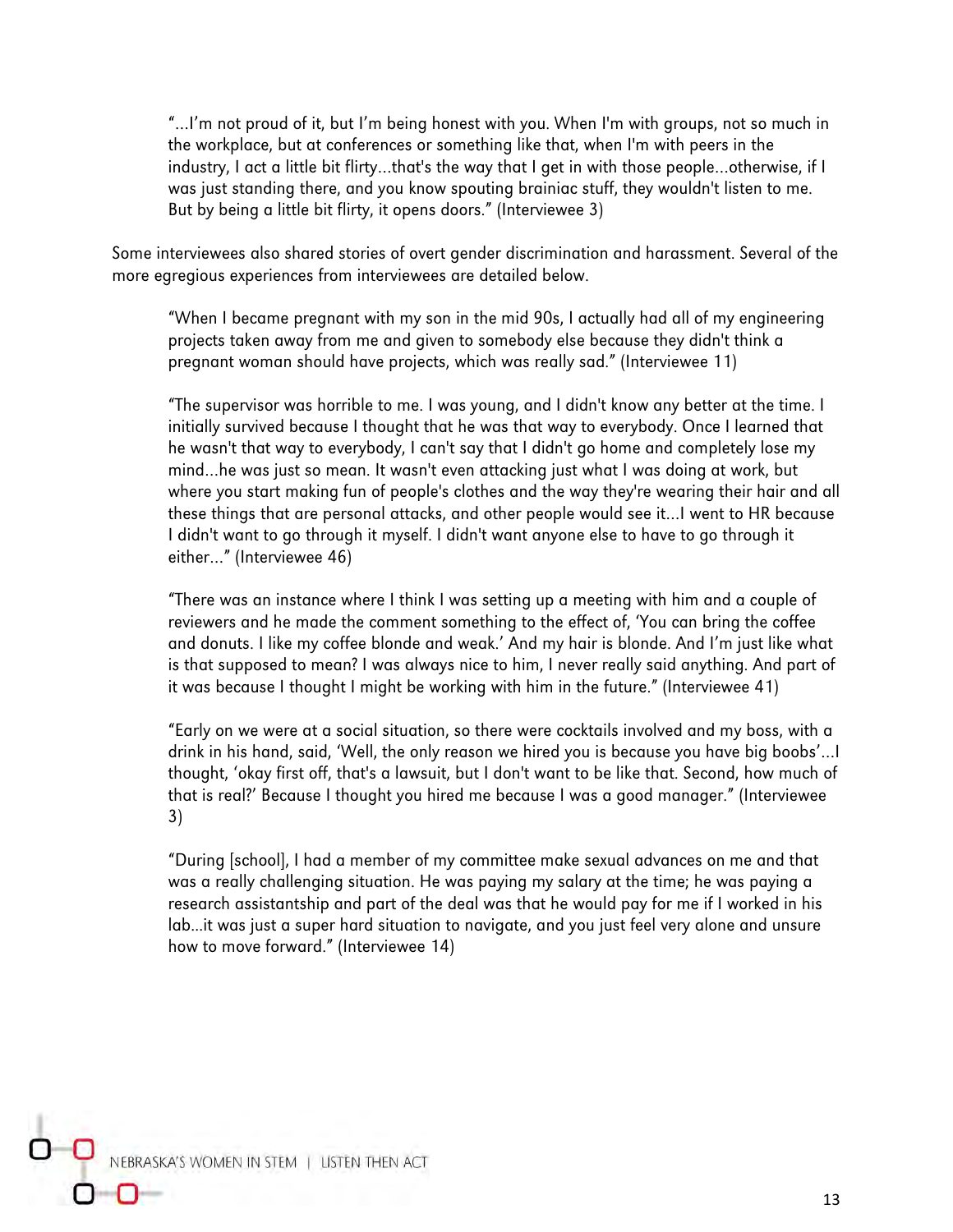> "…I'm not proud of it, but I'm being honest with you. When I'm with groups, not so much in the workplace, but at conferences or something like that, when I'm with peers in the industry, I act a little bit flirty…that's the way that I get in with those people…otherwise, if I was just standing there, and you know spouting brainiac stuff, they wouldn't listen to me. But by being a little bit flirty, it opens doors." (Interviewee 3)

Some interviewees also shared stories of overt gender discrimination and harassment. Several of the more egregious experiences from interviewees are detailed below.

> "When I became pregnant with my son in the mid 90s, I actually had all of my engineering projects taken away from me and given to somebody else because they didn't think a pregnant woman should have projects, which was really sad." (Interviewee 11)

> "The supervisor was horrible to me. I was young, and I didn't know any better at the time. I initially survived because I thought that he was that way to everybody. Once I learned that he wasn't that way to everybody, I can't say that I didn't go home and completely lose my mind…he was just so mean. It wasn't even attacking just what I was doing at work, but where you start making fun of people's clothes and the way they're wearing their hair and all these things that are personal attacks, and other people would see it…I went to HR because I didn't want to go through it myself. I didn't want anyone else to have to go through it either…" (Interviewee 46)

> "There was an instance where I think I was setting up a meeting with him and a couple of reviewers and he made the comment something to the effect of, 'You can bring the coffee and donuts. I like my coffee blonde and weak.' And my hair is blonde. And I'm just like what is that supposed to mean? I was always nice to him, I never really said anything. And part of it was because I thought I might be working with him in the future." (Interviewee 41)

> "Early on we were at a social situation, so there were cocktails involved and my boss, with a drink in his hand, said, 'Well, the only reason we hired you is because you have big boobs'…I thought, 'okay first off, that's a lawsuit, but I don't want to be like that. Second, how much of that is real?' Because I thought you hired me because I was a good manager." (Interviewee 3)

> "During [school], I had a member of my committee make sexual advances on me and that was a really challenging situation. He was paying my salary at the time; he was paying a research assistantship and part of the deal was that he would pay for me if I worked in his lab…it was just a super hard situation to navigate, and you just feel very alone and unsure how to move forward." (Interviewee 14)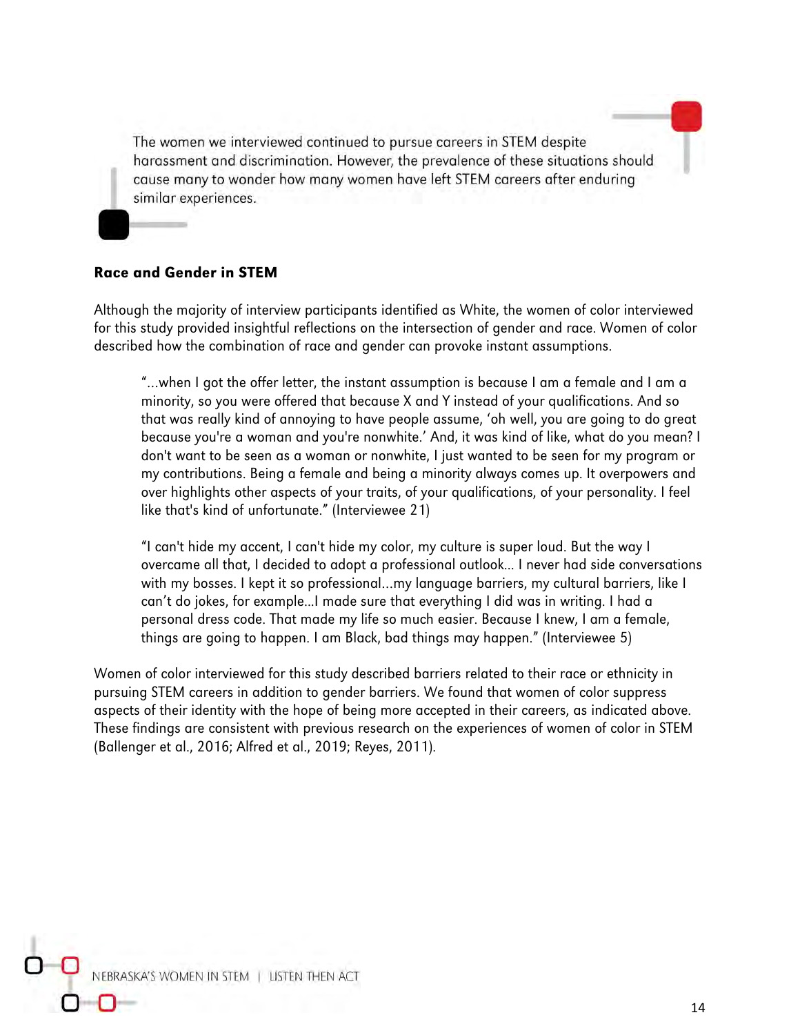> The women we interviewed continued to pursue careers in STEM despite harassment and discrimination. However, the prevalence of these situations should cause many to wonder how many women have left STEM careers after enduring similar experiences.

**Race and Gender in STEM**

Although the majority of interview participants identified as White, the women of color interviewed for this study provided insightful reflections on the intersection of gender and race. Women of color described how the combination of race and gender can provoke instant assumptions.

> "...when I got the offer letter, the instant assumption is because I am a female and I am a minority, so you were offered that because X and Y instead of your qualifications. And so that was really kind of annoying to have people assume, 'oh well, you are going to do great because you're a woman and you're nonwhite.' And, it was kind of like, what do you mean? I don't want to be seen as a woman or nonwhite, I just wanted to be seen for my program or my contributions. Being a female and being a minority always comes up. It overpowers and over highlights other aspects of your traits, of your qualifications, of your personality. I feel like that's kind of unfortunate." (Interviewee 21)

> "I can't hide my accent, I can't hide my color, my culture is super loud. But the way I overcame all that, I decided to adopt a professional outlook... I never had side conversations with my bosses. I kept it so professional...my language barriers, my cultural barriers, like I can't do jokes, for example...I made sure that everything I did was in writing. I had a personal dress code. That made my life so much easier. Because I knew, I am a female, things are going to happen. I am Black, bad things may happen." (Interviewee 5)

Women of color interviewed for this study described barriers related to their race or ethnicity in pursuing STEM careers in addition to gender barriers. We found that women of color suppress aspects of their identity with the hope of being more accepted in their careers, as indicated above. These findings are consistent with previous research on the experiences of women of color in STEM (Ballenger et al., 2016; Alfred et al., 2019; Reyes, 2011).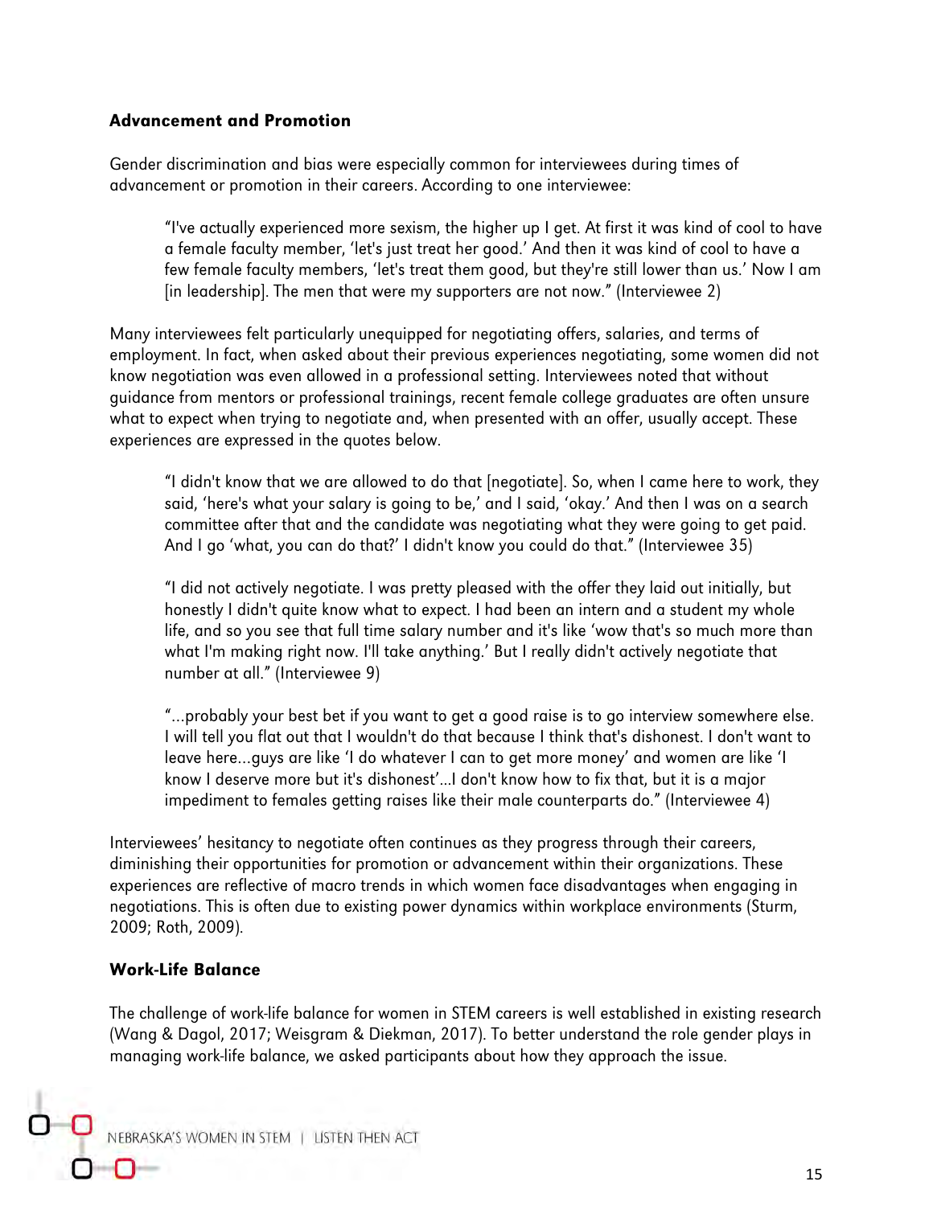### Advancement and Promotion

Gender discrimination and bias were especially common for interviewees during times of advancement or promotion in their careers. According to one interviewee:

> "I've actually experienced more sexism, the higher up I get. At first it was kind of cool to have a female faculty member, 'let's just treat her good.' And then it was kind of cool to have a few female faculty members, 'let's treat them good, but they're still lower than us.' Now I am [in leadership]. The men that were my supporters are not now." (Interviewee 2)

Many interviewees felt particularly unequipped for negotiating offers, salaries, and terms of employment. In fact, when asked about their previous experiences negotiating, some women did not know negotiation was even allowed in a professional setting. Interviewees noted that without guidance from mentors or professional trainings, recent female college graduates are often unsure what to expect when trying to negotiate and, when presented with an offer, usually accept. These experiences are expressed in the quotes below.

> "I didn't know that we are allowed to do that [negotiate]. So, when I came here to work, they said, 'here's what your salary is going to be,' and I said, 'okay.' And then I was on a search committee after that and the candidate was negotiating what they were going to get paid. And I go 'what, you can do that?' I didn't know you could do that." (Interviewee 35)

> "I did not actively negotiate. I was pretty pleased with the offer they laid out initially, but honestly I didn't quite know what to expect. I had been an intern and a student my whole life, and so you see that full time salary number and it's like 'wow that's so much more than what I'm making right now. I'll take anything.' But I really didn't actively negotiate that number at all." (Interviewee 9)

> "...probably your best bet if you want to get a good raise is to go interview somewhere else. I will tell you flat out that I wouldn't do that because I think that's dishonest. I don't want to leave here...guys are like 'I do whatever I can to get more money' and women are like 'I know I deserve more but it's dishonest'...I don't know how to fix that, but it is a major impediment to females getting raises like their male counterparts do." (Interviewee 4)

Interviewees' hesitancy to negotiate often continues as they progress through their careers, diminishing their opportunities for promotion or advancement within their organizations. These experiences are reflective of macro trends in which women face disadvantages when engaging in negotiations. This is often due to existing power dynamics within workplace environments (Sturm, 2009; Roth, 2009).

### Work-Life Balance

The challenge of work-life balance for women in STEM careers is well established in existing research (Wang & Dagol, 2017; Weisgram & Diekman, 2017). To better understand the role gender plays in managing work-life balance, we asked participants about how they approach the issue.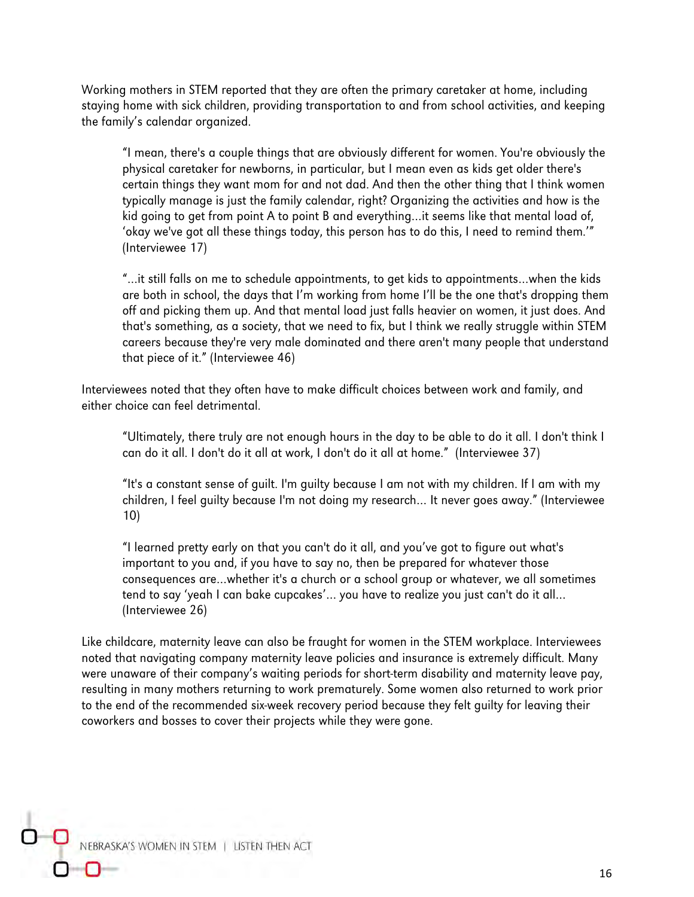Working mothers in STEM reported that they are often the primary caretaker at home, including staying home with sick children, providing transportation to and from school activities, and keeping the family's calendar organized.

> "I mean, there's a couple things that are obviously different for women. You're obviously the physical caretaker for newborns, in particular, but I mean even as kids get older there's certain things they want mom for and not dad. And then the other thing that I think women typically manage is just the family calendar, right? Organizing the activities and how is the kid going to get from point A to point B and everything…it seems like that mental load of, 'okay we've got all these things today, this person has to do this, I need to remind them.'" (Interviewee 17)

> "…it still falls on me to schedule appointments, to get kids to appointments…when the kids are both in school, the days that I'm working from home I'll be the one that's dropping them off and picking them up. And that mental load just falls heavier on women, it just does. And that's something, as a society, that we need to fix, but I think we really struggle within STEM careers because they're very male dominated and there aren't many people that understand that piece of it." (Interviewee 46)

Interviewees noted that they often have to make difficult choices between work and family, and either choice can feel detrimental.

> "Ultimately, there truly are not enough hours in the day to be able to do it all. I don't think I can do it all. I don't do it all at work, I don't do it all at home." (Interviewee 37)

> "It's a constant sense of guilt. I'm guilty because I am not with my children. If I am with my children, I feel guilty because I'm not doing my research… It never goes away." (Interviewee 10)

> "I learned pretty early on that you can't do it all, and you've got to figure out what's important to you and, if you have to say no, then be prepared for whatever those consequences are…whether it's a church or a school group or whatever, we all sometimes tend to say 'yeah I can bake cupcakes'… you have to realize you just can't do it all… (Interviewee 26)

Like childcare, maternity leave can also be fraught for women in the STEM workplace. Interviewees noted that navigating company maternity leave policies and insurance is extremely difficult. Many were unaware of their company's waiting periods for short-term disability and maternity leave pay, resulting in many mothers returning to work prematurely. Some women also returned to work prior to the end of the recommended six-week recovery period because they felt guilty for leaving their coworkers and bosses to cover their projects while they were gone.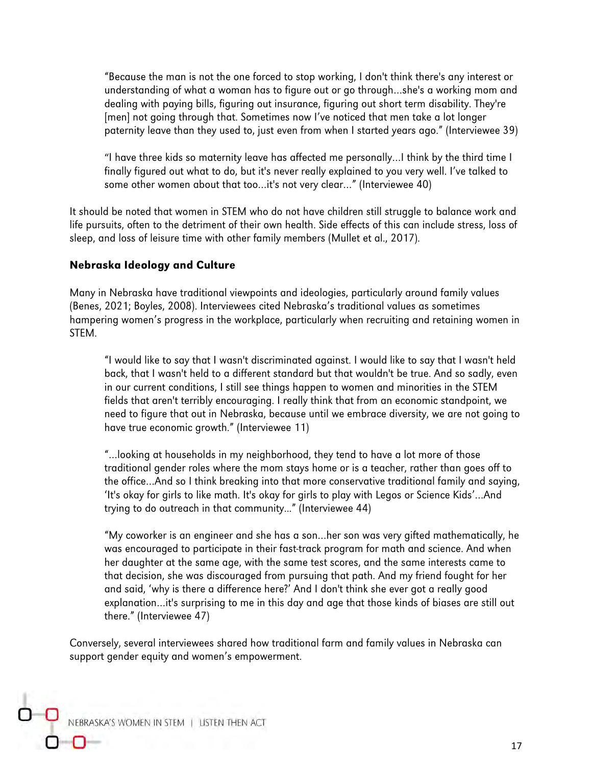> "Because the man is not the one forced to stop working, I don't think there's any interest or understanding of what a woman has to figure out or go through…she's a working mom and dealing with paying bills, figuring out insurance, figuring out short term disability. They're [men] not going through that. Sometimes now I've noticed that men take a lot longer paternity leave than they used to, just even from when I started years ago." (Interviewee 39)

> "I have three kids so maternity leave has affected me personally…I think by the third time I finally figured out what to do, but it's never really explained to you very well. I've talked to some other women about that too…it's not very clear…" (Interviewee 40)

It should be noted that women in STEM who do not have children still struggle to balance work and life pursuits, often to the detriment of their own health. Side effects of this can include stress, loss of sleep, and loss of leisure time with other family members (Mullet et al., 2017).

### Nebraska Ideology and Culture

Many in Nebraska have traditional viewpoints and ideologies, particularly around family values (Benes, 2021; Boyles, 2008). Interviewees cited Nebraska's traditional values as sometimes hampering women's progress in the workplace, particularly when recruiting and retaining women in STEM.

> "I would like to say that I wasn't discriminated against. I would like to say that I wasn't held back, that I wasn't held to a different standard but that wouldn't be true. And so sadly, even in our current conditions, I still see things happen to women and minorities in the STEM fields that aren't terribly encouraging. I really think that from an economic standpoint, we need to figure that out in Nebraska, because until we embrace diversity, we are not going to have true economic growth." (Interviewee 11)

> "…looking at households in my neighborhood, they tend to have a lot more of those traditional gender roles where the mom stays home or is a teacher, rather than goes off to the office…And so I think breaking into that more conservative traditional family and saying, 'It's okay for girls to like math. It's okay for girls to play with Legos or Science Kids'…And trying to do outreach in that community…" (Interviewee 44)

> "My coworker is an engineer and she has a son…her son was very gifted mathematically, he was encouraged to participate in their fast-track program for math and science. And when her daughter at the same age, with the same test scores, and the same interests came to that decision, she was discouraged from pursuing that path. And my friend fought for her and said, 'why is there a difference here?' And I don't think she ever got a really good explanation…it's surprising to me in this day and age that those kinds of biases are still out there." (Interviewee 47)

Conversely, several interviewees shared how traditional farm and family values in Nebraska can support gender equity and women's empowerment.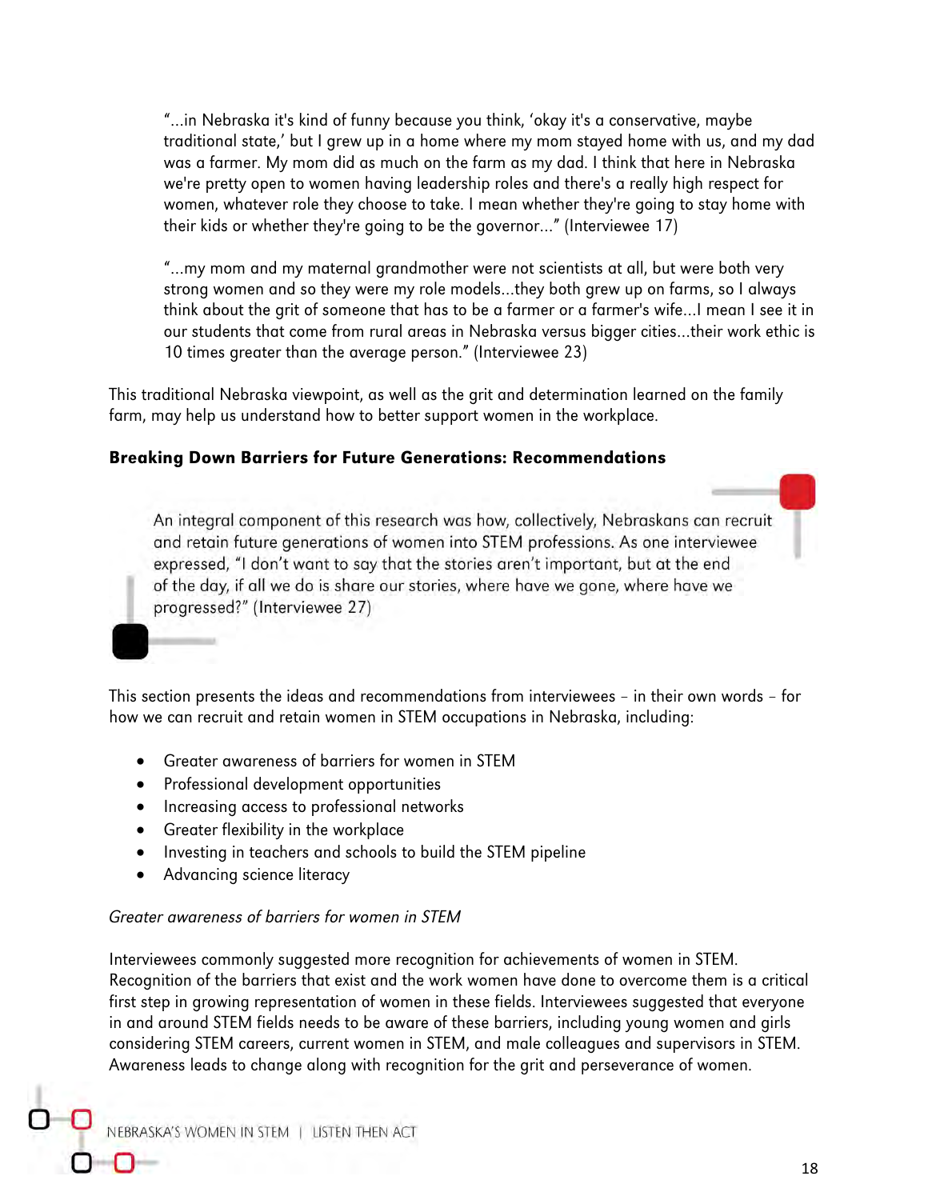> "...in Nebraska it's kind of funny because you think, 'okay it's a conservative, maybe traditional state,' but I grew up in a home where my mom stayed home with us, and my dad was a farmer. My mom did as much on the farm as my dad. I think that here in Nebraska we're pretty open to women having leadership roles and there's a really high respect for women, whatever role they choose to take. I mean whether they're going to stay home with their kids or whether they're going to be the governor..." (Interviewee 17)

> "...my mom and my maternal grandmother were not scientists at all, but were both very strong women and so they were my role models...they both grew up on farms, so I always think about the grit of someone that has to be a farmer or a farmer's wife...I mean I see it in our students that come from rural areas in Nebraska versus bigger cities...their work ethic is 10 times greater than the average person." (Interviewee 23)

This traditional Nebraska viewpoint, as well as the grit and determination learned on the family farm, may help us understand how to better support women in the workplace.

### Breaking Down Barriers for Future Generations: Recommendations

An integral component of this research was how, collectively, Nebraskans can recruit and retain future generations of women into STEM professions. As one interviewee expressed, "I don't want to say that the stories aren't important, but at the end of the day, if all we do is share our stories, where have we gone, where have we progressed?" (Interviewee 27)

This section presents the ideas and recommendations from interviewees – in their own words – for how we can recruit and retain women in STEM occupations in Nebraska, including:

- Greater awareness of barriers for women in STEM
- Professional development opportunities
- Increasing access to professional networks
- Greater flexibility in the workplace
- Investing in teachers and schools to build the STEM pipeline
- Advancing science literacy

*Greater awareness of barriers for women in STEM*

Interviewees commonly suggested more recognition for achievements of women in STEM. Recognition of the barriers that exist and the work women have done to overcome them is a critical first step in growing representation of women in these fields. Interviewees suggested that everyone in and around STEM fields needs to be aware of these barriers, including young women and girls considering STEM careers, current women in STEM, and male colleagues and supervisors in STEM. Awareness leads to change along with recognition for the grit and perseverance of women.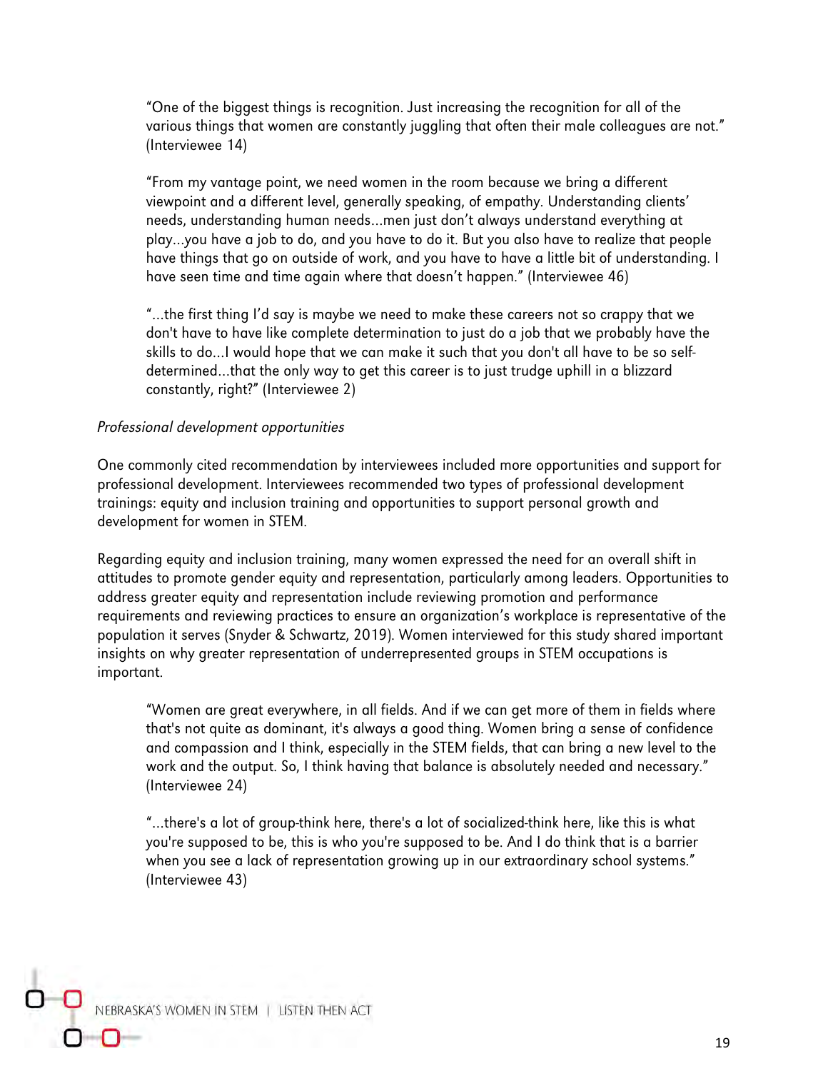> "One of the biggest things is recognition. Just increasing the recognition for all of the various things that women are constantly juggling that often their male colleagues are not." (Interviewee 14)

> "From my vantage point, we need women in the room because we bring a different viewpoint and a different level, generally speaking, of empathy. Understanding clients' needs, understanding human needs…men just don't always understand everything at play…you have a job to do, and you have to do it. But you also have to realize that people have things that go on outside of work, and you have to have a little bit of understanding. I have seen time and time again where that doesn't happen." (Interviewee 46)

> "…the first thing I'd say is maybe we need to make these careers not so crappy that we don't have to have like complete determination to just do a job that we probably have the skills to do…I would hope that we can make it such that you don't all have to be so self-determined…that the only way to get this career is to just trudge uphill in a blizzard constantly, right?" (Interviewee 2)

*Professional development opportunities*

One commonly cited recommendation by interviewees included more opportunities and support for professional development. Interviewees recommended two types of professional development trainings: equity and inclusion training and opportunities to support personal growth and development for women in STEM.

Regarding equity and inclusion training, many women expressed the need for an overall shift in attitudes to promote gender equity and representation, particularly among leaders. Opportunities to address greater equity and representation include reviewing promotion and performance requirements and reviewing practices to ensure an organization's workplace is representative of the population it serves (Snyder & Schwartz, 2019). Women interviewed for this study shared important insights on why greater representation of underrepresented groups in STEM occupations is important.

> "Women are great everywhere, in all fields. And if we can get more of them in fields where that's not quite as dominant, it's always a good thing. Women bring a sense of confidence and compassion and I think, especially in the STEM fields, that can bring a new level to the work and the output. So, I think having that balance is absolutely needed and necessary." (Interviewee 24)

> "…there's a lot of group-think here, there's a lot of socialized-think here, like this is what you're supposed to be, this is who you're supposed to be. And I do think that is a barrier when you see a lack of representation growing up in our extraordinary school systems." (Interviewee 43)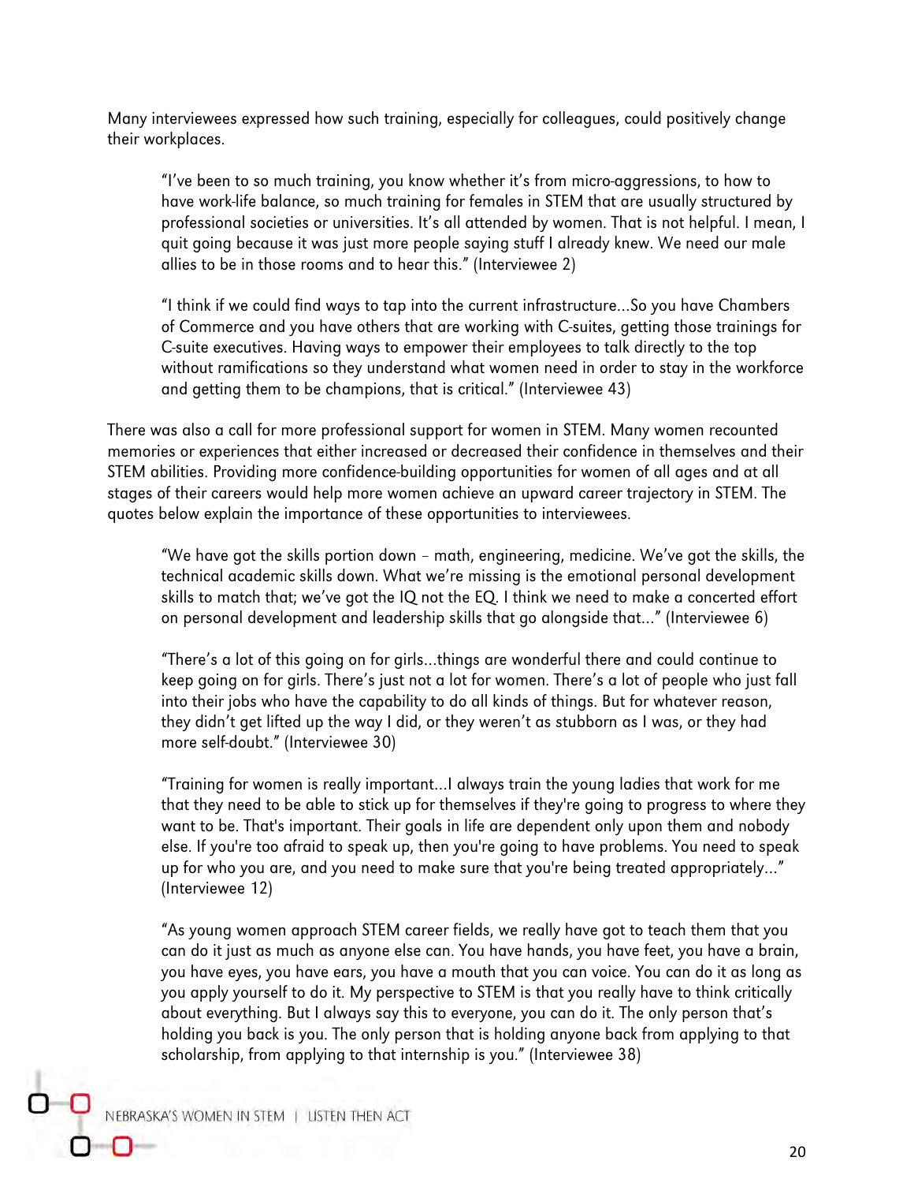Many interviewees expressed how such training, especially for colleagues, could positively change their workplaces.

> "I've been to so much training, you know whether it's from micro-aggressions, to how to have work-life balance, so much training for females in STEM that are usually structured by professional societies or universities. It's all attended by women. That is not helpful. I mean, I quit going because it was just more people saying stuff I already knew. We need our male allies to be in those rooms and to hear this." (Interviewee 2)

> "I think if we could find ways to tap into the current infrastructure…So you have Chambers of Commerce and you have others that are working with C-suites, getting those trainings for C-suite executives. Having ways to empower their employees to talk directly to the top without ramifications so they understand what women need in order to stay in the workforce and getting them to be champions, that is critical." (Interviewee 43)

There was also a call for more professional support for women in STEM. Many women recounted memories or experiences that either increased or decreased their confidence in themselves and their STEM abilities. Providing more confidence-building opportunities for women of all ages and at all stages of their careers would help more women achieve an upward career trajectory in STEM. The quotes below explain the importance of these opportunities to interviewees.

> "We have got the skills portion down – math, engineering, medicine. We've got the skills, the technical academic skills down. What we're missing is the emotional personal development skills to match that; we've got the IQ not the EQ. I think we need to make a concerted effort on personal development and leadership skills that go alongside that…" (Interviewee 6)

> "There's a lot of this going on for girls…things are wonderful there and could continue to keep going on for girls. There's just not a lot for women. There's a lot of people who just fall into their jobs who have the capability to do all kinds of things. But for whatever reason, they didn't get lifted up the way I did, or they weren't as stubborn as I was, or they had more self-doubt." (Interviewee 30)

> "Training for women is really important…I always train the young ladies that work for me that they need to be able to stick up for themselves if they're going to progress to where they want to be. That's important. Their goals in life are dependent only upon them and nobody else. If you're too afraid to speak up, then you're going to have problems. You need to speak up for who you are, and you need to make sure that you're being treated appropriately…" (Interviewee 12)

> "As young women approach STEM career fields, we really have got to teach them that you can do it just as much as anyone else can. You have hands, you have feet, you have a brain, you have eyes, you have ears, you have a mouth that you can voice. You can do it as long as you apply yourself to do it. My perspective to STEM is that you really have to think critically about everything. But I always say this to everyone, you can do it. The only person that's holding you back is you. The only person that is holding anyone back from applying to that scholarship, from applying to that internship is you." (Interviewee 38)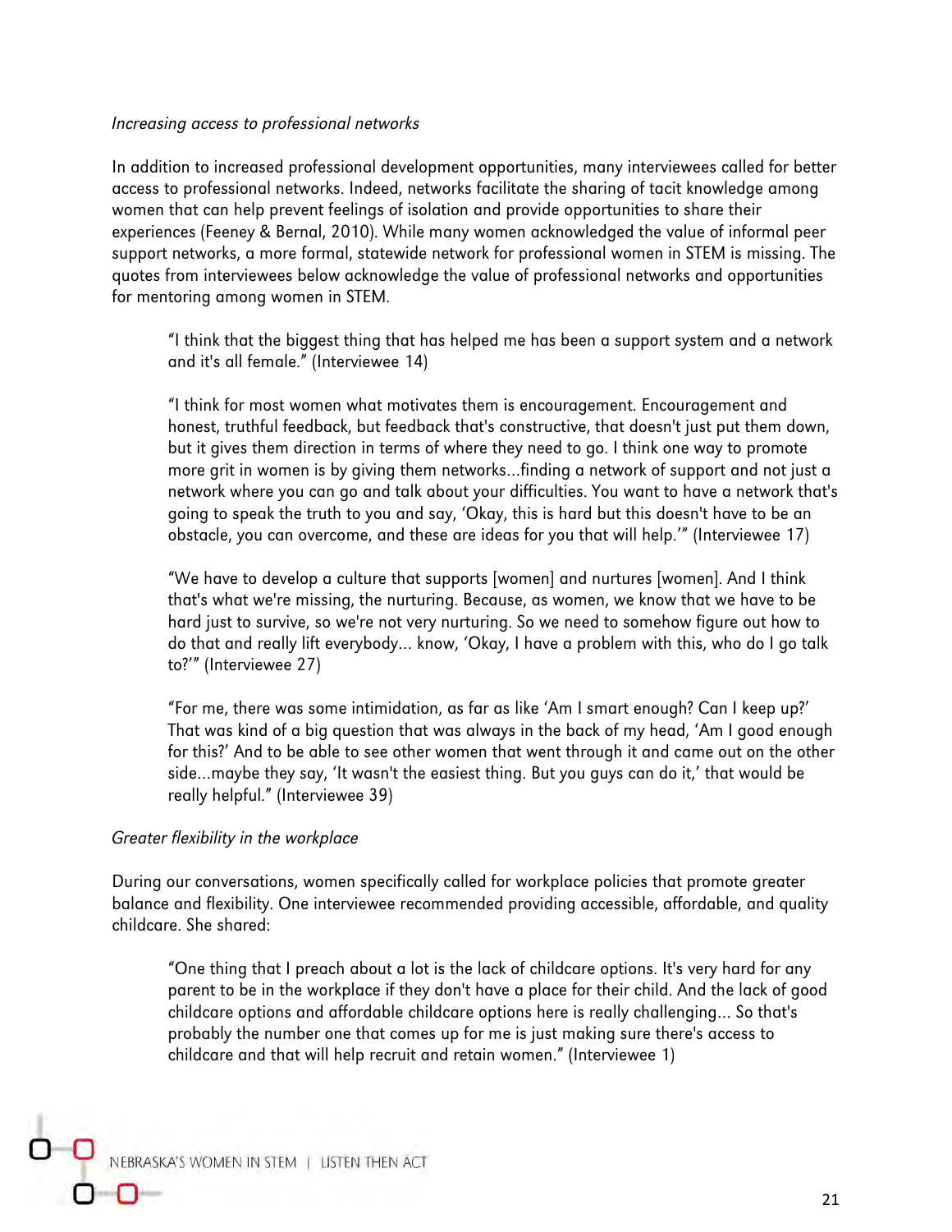*Increasing access to professional networks*

In addition to increased professional development opportunities, many interviewees called for better access to professional networks. Indeed, networks facilitate the sharing of tacit knowledge among women that can help prevent feelings of isolation and provide opportunities to share their experiences (Feeney & Bernal, 2010). While many women acknowledged the value of informal peer support networks, a more formal, statewide network for professional women in STEM is missing. The quotes from interviewees below acknowledge the value of professional networks and opportunities for mentoring among women in STEM.

> "I think that the biggest thing that has helped me has been a support system and a network and it's all female." (Interviewee 14)

> "I think for most women what motivates them is encouragement. Encouragement and honest, truthful feedback, but feedback that's constructive, that doesn't just put them down, but it gives them direction in terms of where they need to go. I think one way to promote more grit in women is by giving them networks…finding a network of support and not just a network where you can go and talk about your difficulties. You want to have a network that's going to speak the truth to you and say, 'Okay, this is hard but this doesn't have to be an obstacle, you can overcome, and these are ideas for you that will help.'" (Interviewee 17)

> "We have to develop a culture that supports [women] and nurtures [women]. And I think that's what we're missing, the nurturing. Because, as women, we know that we have to be hard just to survive, so we're not very nurturing. So we need to somehow figure out how to do that and really lift everybody... know, 'Okay, I have a problem with this, who do I go talk to?'" (Interviewee 27)

> "For me, there was some intimidation, as far as like 'Am I smart enough? Can I keep up?' That was kind of a big question that was always in the back of my head, 'Am I good enough for this?' And to be able to see other women that went through it and came out on the other side…maybe they say, 'It wasn't the easiest thing. But you guys can do it,' that would be really helpful." (Interviewee 39)

*Greater flexibility in the workplace*

During our conversations, women specifically called for workplace policies that promote greater balance and flexibility. One interviewee recommended providing accessible, affordable, and quality childcare. She shared:

> "One thing that I preach about a lot is the lack of childcare options. It's very hard for any parent to be in the workplace if they don't have a place for their child. And the lack of good childcare options and affordable childcare options here is really challenging... So that's probably the number one that comes up for me is just making sure there's access to childcare and that will help recruit and retain women." (Interviewee 1)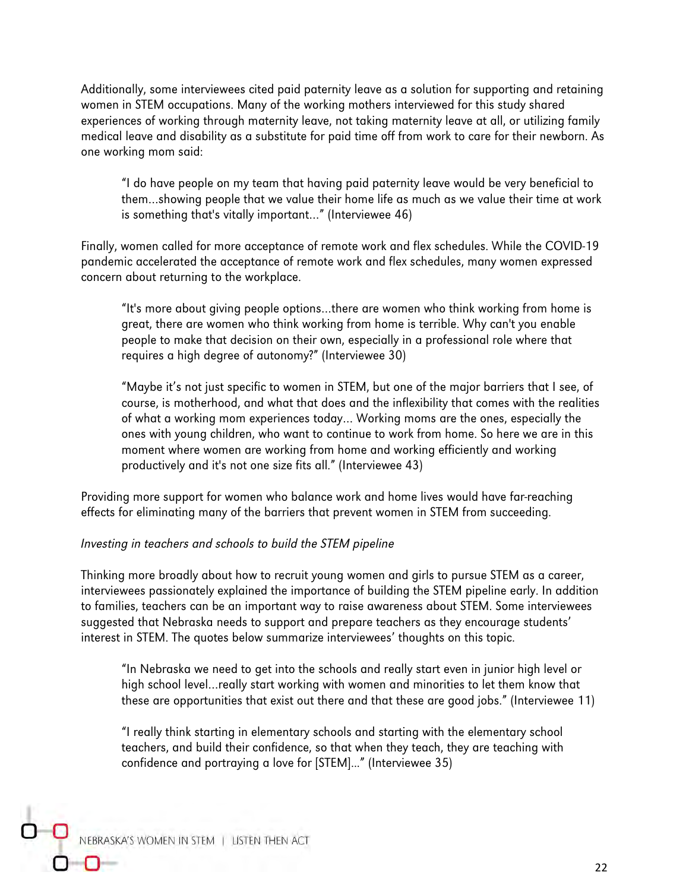Additionally, some interviewees cited paid paternity leave as a solution for supporting and retaining women in STEM occupations. Many of the working mothers interviewed for this study shared experiences of working through maternity leave, not taking maternity leave at all, or utilizing family medical leave and disability as a substitute for paid time off from work to care for their newborn. As one working mom said:

> "I do have people on my team that having paid paternity leave would be very beneficial to them...showing people that we value their home life as much as we value their time at work is something that's vitally important..." (Interviewee 46)

Finally, women called for more acceptance of remote work and flex schedules. While the COVID-19 pandemic accelerated the acceptance of remote work and flex schedules, many women expressed concern about returning to the workplace.

> "It's more about giving people options...there are women who think working from home is great, there are women who think working from home is terrible. Why can't you enable people to make that decision on their own, especially in a professional role where that requires a high degree of autonomy?" (Interviewee 30)

> "Maybe it's not just specific to women in STEM, but one of the major barriers that I see, of course, is motherhood, and what that does and the inflexibility that comes with the realities of what a working mom experiences today... Working moms are the ones, especially the ones with young children, who want to continue to work from home. So here we are in this moment where women are working from home and working efficiently and working productively and it's not one size fits all." (Interviewee 43)

Providing more support for women who balance work and home lives would have far-reaching effects for eliminating many of the barriers that prevent women in STEM from succeeding.

*Investing in teachers and schools to build the STEM pipeline*

Thinking more broadly about how to recruit young women and girls to pursue STEM as a career, interviewees passionately explained the importance of building the STEM pipeline early. In addition to families, teachers can be an important way to raise awareness about STEM. Some interviewees suggested that Nebraska needs to support and prepare teachers as they encourage students' interest in STEM. The quotes below summarize interviewees' thoughts on this topic.

> "In Nebraska we need to get into the schools and really start even in junior high level or high school level...really start working with women and minorities to let them know that these are opportunities that exist out there and that these are good jobs." (Interviewee 11)

> "I really think starting in elementary schools and starting with the elementary school teachers, and build their confidence, so that when they teach, they are teaching with confidence and portraying a love for [STEM]..." (Interviewee 35)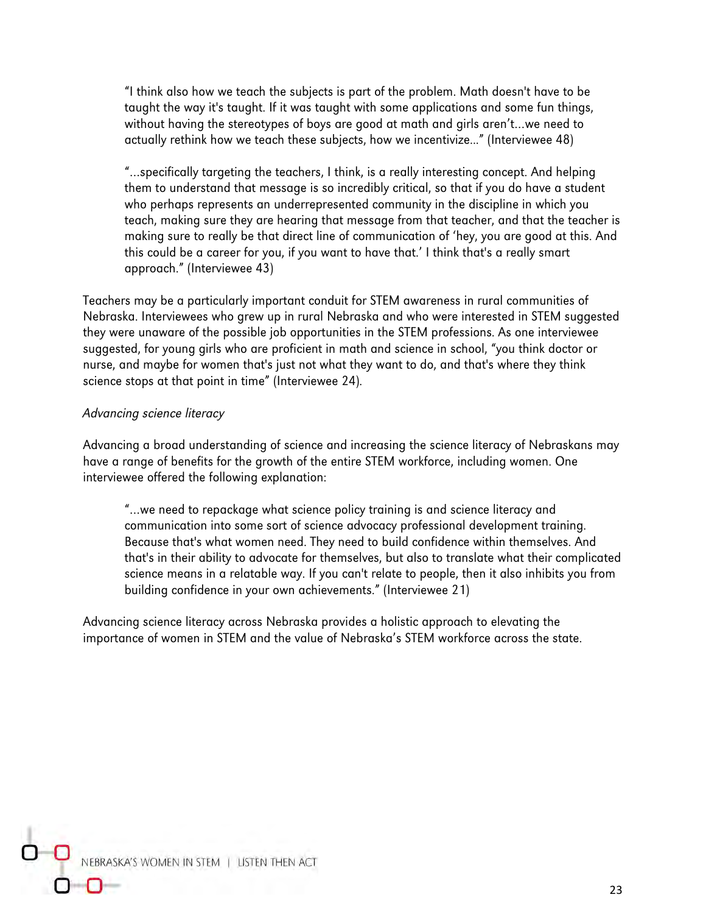> "I think also how we teach the subjects is part of the problem. Math doesn't have to be taught the way it's taught. If it was taught with some applications and some fun things, without having the stereotypes of boys are good at math and girls aren't...we need to actually rethink how we teach these subjects, how we incentivize..." (Interviewee 48)

> "...specifically targeting the teachers, I think, is a really interesting concept. And helping them to understand that message is so incredibly critical, so that if you do have a student who perhaps represents an underrepresented community in the discipline in which you teach, making sure they are hearing that message from that teacher, and that the teacher is making sure to really be that direct line of communication of 'hey, you are good at this. And this could be a career for you, if you want to have that.' I think that's a really smart approach." (Interviewee 43)

Teachers may be a particularly important conduit for STEM awareness in rural communities of Nebraska. Interviewees who grew up in rural Nebraska and who were interested in STEM suggested they were unaware of the possible job opportunities in the STEM professions. As one interviewee suggested, for young girls who are proficient in math and science in school, "you think doctor or nurse, and maybe for women that's just not what they want to do, and that's where they think science stops at that point in time" (Interviewee 24).

*Advancing science literacy*

Advancing a broad understanding of science and increasing the science literacy of Nebraskans may have a range of benefits for the growth of the entire STEM workforce, including women. One interviewee offered the following explanation:

> "...we need to repackage what science policy training is and science literacy and communication into some sort of science advocacy professional development training. Because that's what women need. They need to build confidence within themselves. And that's in their ability to advocate for themselves, but also to translate what their complicated science means in a relatable way. If you can't relate to people, then it also inhibits you from building confidence in your own achievements." (Interviewee 21)

Advancing science literacy across Nebraska provides a holistic approach to elevating the importance of women in STEM and the value of Nebraska's STEM workforce across the state.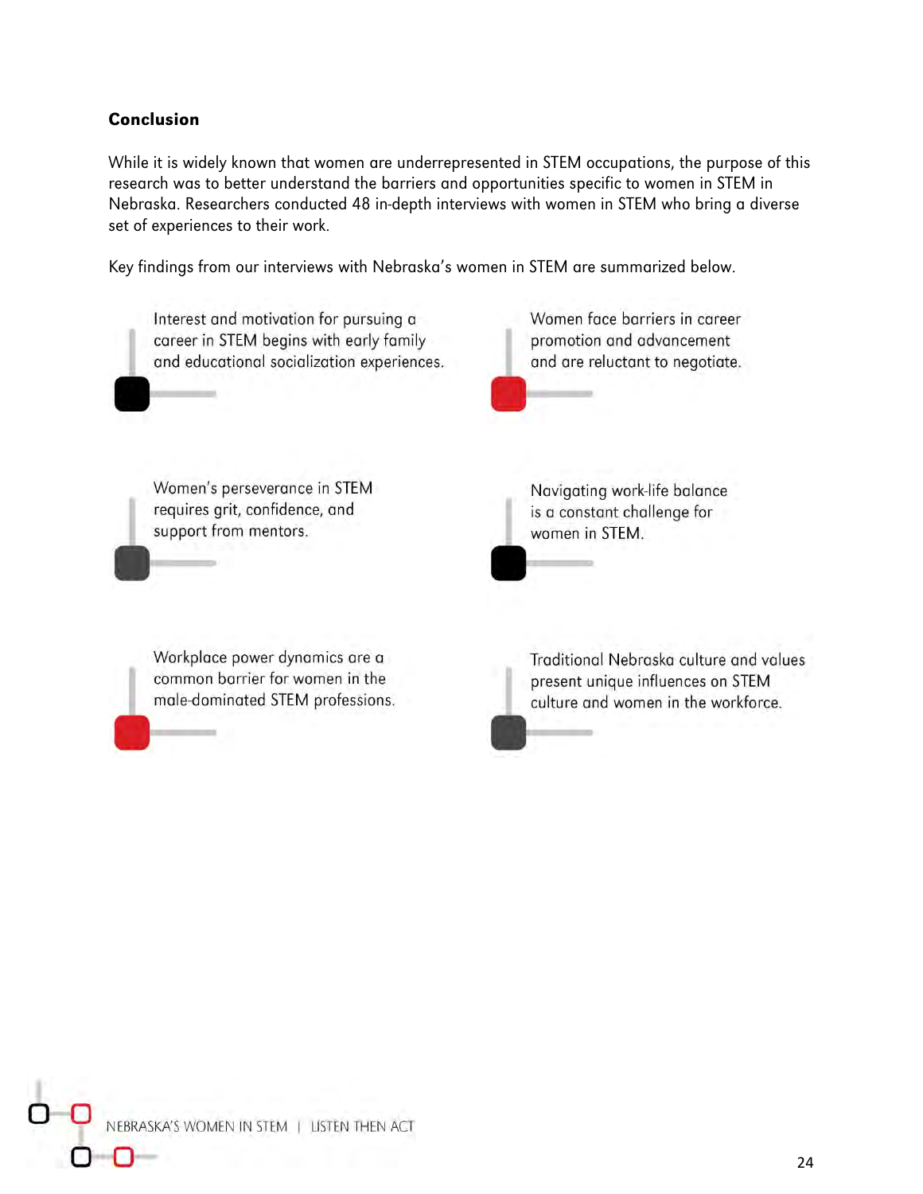## Conclusion

While it is widely known that women are underrepresented in STEM occupations, the purpose of this research was to better understand the barriers and opportunities specific to women in STEM in Nebraska. Researchers conducted 48 in-depth interviews with women in STEM who bring a diverse set of experiences to their work.

Key findings from our interviews with Nebraska's women in STEM are summarized below.

- Interest and motivation for pursuing a career in STEM begins with early family and educational socialization experiences.
- Women face barriers in career promotion and advancement and are reluctant to negotiate.
- Women's perseverance in STEM requires grit, confidence, and support from mentors.
- Navigating work-life balance is a constant challenge for women in STEM.
- Workplace power dynamics are a common barrier for women in the male-dominated STEM professions.
- Traditional Nebraska culture and values present unique influences on STEM culture and women in the workforce.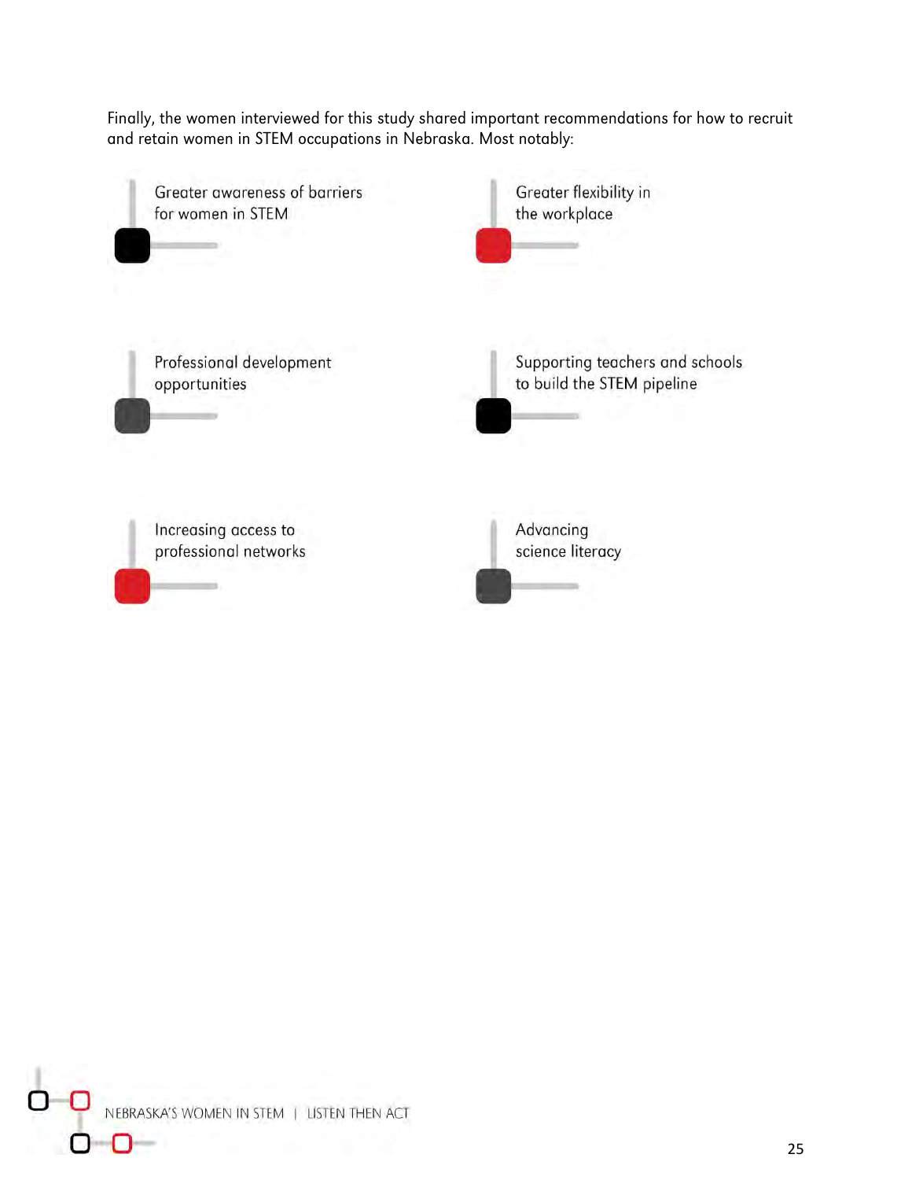Finally, the women interviewed for this study shared important recommendations for how to recruit and retain women in STEM occupations in Nebraska. Most notably:

- Greater awareness of barriers for women in STEM
- Greater flexibility in the workplace
- Professional development opportunities
- Supporting teachers and schools to build the STEM pipeline
- Increasing access to professional networks
- Advancing science literacy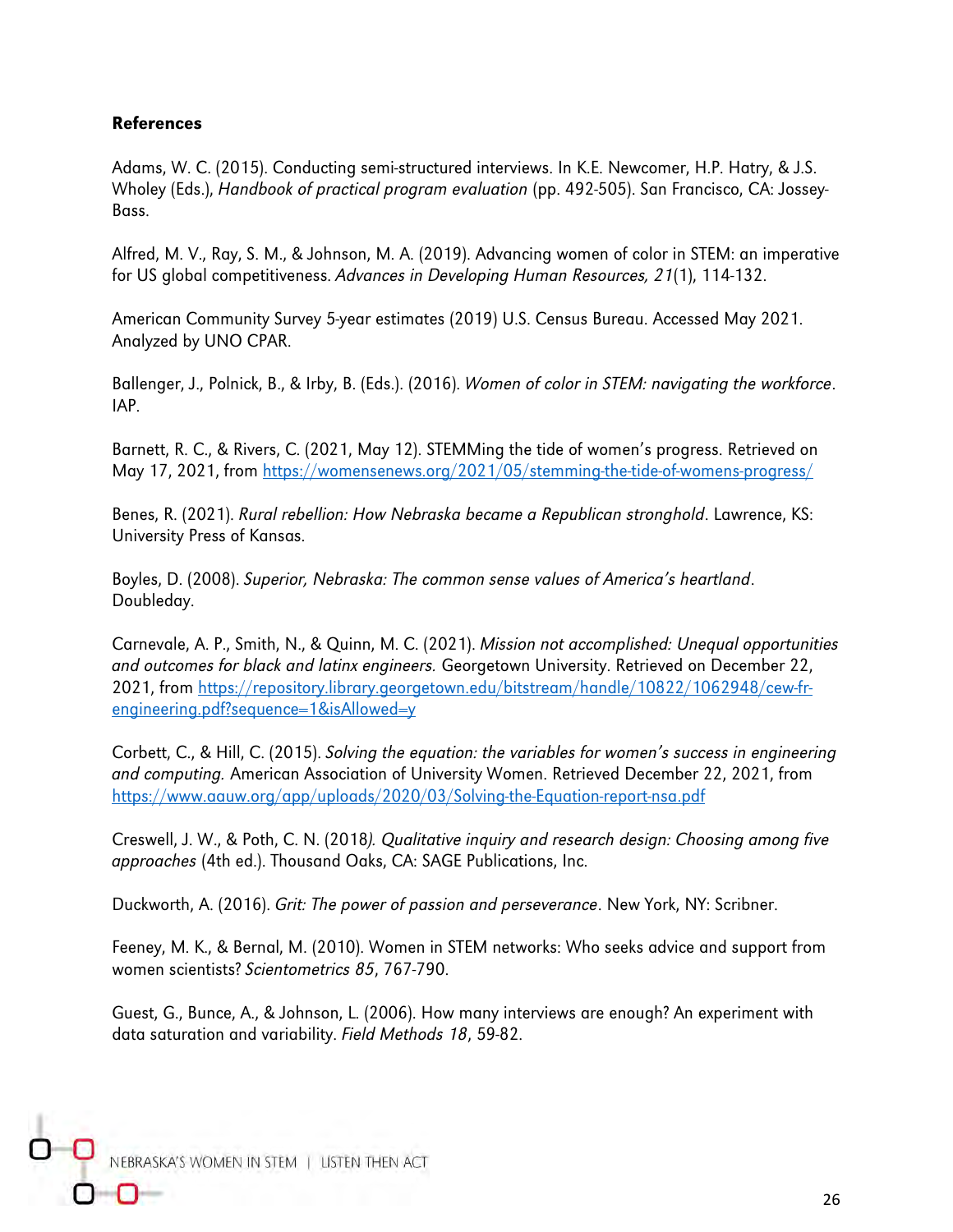**References**

Adams, W. C. (2015). Conducting semi-structured interviews. In K.E. Newcomer, H.P. Hatry, & J.S. Wholey (Eds.), *Handbook of practical program evaluation* (pp. 492-505). San Francisco, CA: Jossey-Bass.

Alfred, M. V., Ray, S. M., & Johnson, M. A. (2019). Advancing women of color in STEM: an imperative for US global competitiveness. *Advances in Developing Human Resources, 21*(1), 114-132.

American Community Survey 5-year estimates (2019) U.S. Census Bureau. Accessed May 2021. Analyzed by UNO CPAR.

Ballenger, J., Polnick, B., & Irby, B. (Eds.). (2016). *Women of color in STEM: navigating the workforce*. IAP.

Barnett, R. C., & Rivers, C. (2021, May 12). STEMMing the tide of women's progress. Retrieved on May 17, 2021, from https://womensenews.org/2021/05/stemming-the-tide-of-womens-progress/

Benes, R. (2021). *Rural rebellion: How Nebraska became a Republican stronghold*. Lawrence, KS: University Press of Kansas.

Boyles, D. (2008). *Superior, Nebraska: The common sense values of America's heartland*. Doubleday.

Carnevale, A. P., Smith, N., & Quinn, M. C. (2021). *Mission not accomplished: Unequal opportunities and outcomes for black and latinx engineers.* Georgetown University. Retrieved on December 22, 2021, from https://repository.library.georgetown.edu/bitstream/handle/10822/1062948/cew-fr-engineering.pdf?sequence=1&isAllowed=y

Corbett, C., & Hill, C. (2015). *Solving the equation: the variables for women's success in engineering and computing.* American Association of University Women. Retrieved December 22, 2021, from https://www.aauw.org/app/uploads/2020/03/Solving-the-Equation-report-nsa.pdf

Creswell, J. W., & Poth, C. N. (2018*). Qualitative inquiry and research design: Choosing among five approaches* (4th ed.). Thousand Oaks, CA: SAGE Publications, Inc.

Duckworth, A. (2016). *Grit: The power of passion and perseverance*. New York, NY: Scribner.

Feeney, M. K., & Bernal, M. (2010). Women in STEM networks: Who seeks advice and support from women scientists? *Scientometrics 85*, 767-790.

Guest, G., Bunce, A., & Johnson, L. (2006). How many interviews are enough? An experiment with data saturation and variability. *Field Methods 18*, 59-82.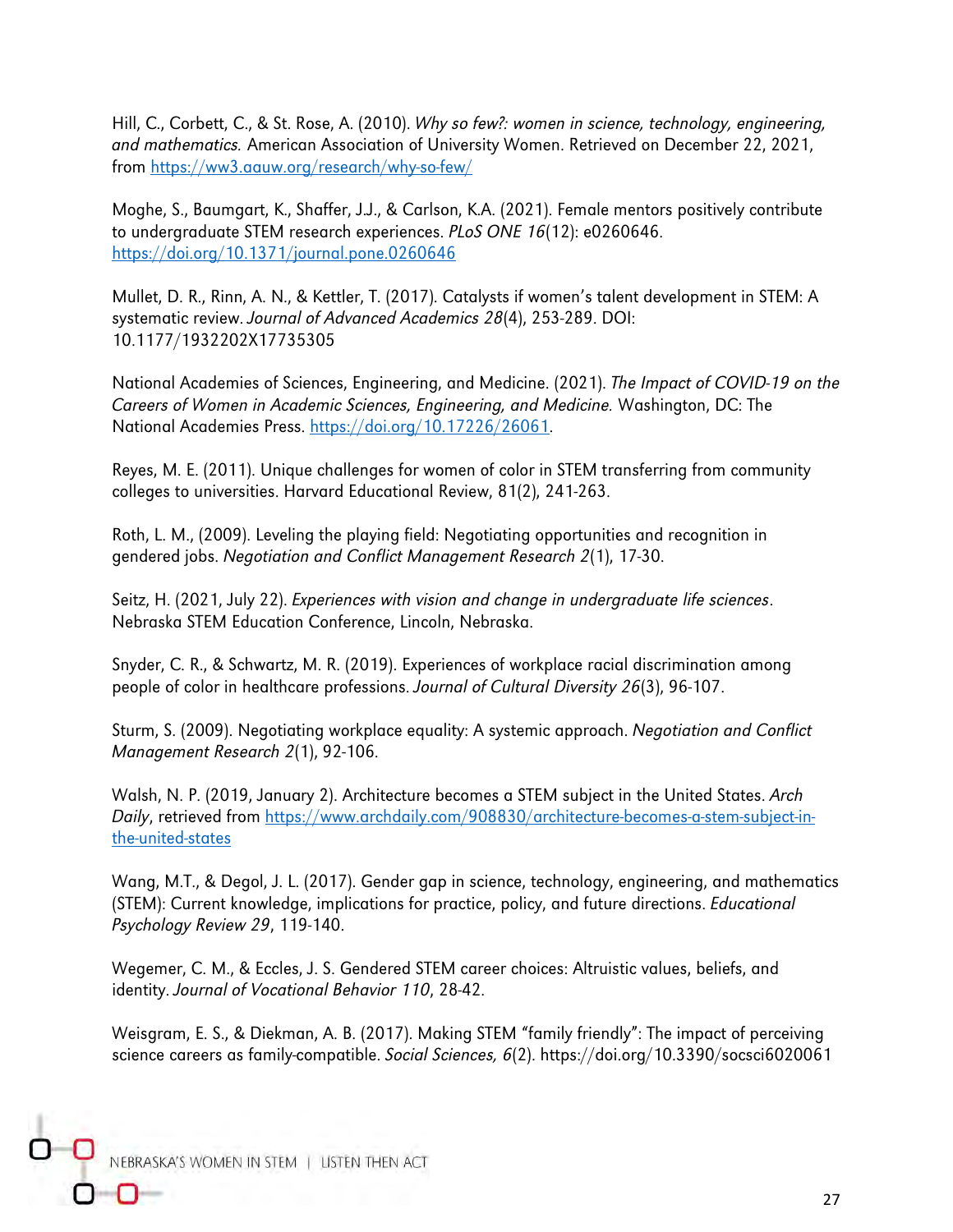Hill, C., Corbett, C., & St. Rose, A. (2010). *Why so few?: women in science, technology, engineering, and mathematics.* American Association of University Women. Retrieved on December 22, 2021, from https://ww3.aauw.org/research/why-so-few/

Moghe, S., Baumgart, K., Shaffer, J.J., & Carlson, K.A. (2021). Female mentors positively contribute to undergraduate STEM research experiences. *PLoS ONE 16*(12): e0260646. https://doi.org/10.1371/journal.pone.0260646

Mullet, D. R., Rinn, A. N., & Kettler, T. (2017). Catalysts if women's talent development in STEM: A systematic review. *Journal of Advanced Academics 28*(4), 253-289. DOI: 10.1177/1932202X17735305

National Academies of Sciences, Engineering, and Medicine. (2021). *The Impact of COVID-19 on the Careers of Women in Academic Sciences, Engineering, and Medicine.* Washington, DC: The National Academies Press. https://doi.org/10.17226/26061.

Reyes, M. E. (2011). Unique challenges for women of color in STEM transferring from community colleges to universities. Harvard Educational Review, 81(2), 241-263.

Roth, L. M., (2009). Leveling the playing field: Negotiating opportunities and recognition in gendered jobs. *Negotiation and Conflict Management Research 2*(1), 17-30.

Seitz, H. (2021, July 22). *Experiences with vision and change in undergraduate life sciences*. Nebraska STEM Education Conference, Lincoln, Nebraska.

Snyder, C. R., & Schwartz, M. R. (2019). Experiences of workplace racial discrimination among people of color in healthcare professions. *Journal of Cultural Diversity 26*(3), 96-107.

Sturm, S. (2009). Negotiating workplace equality: A systemic approach. *Negotiation and Conflict Management Research 2*(1), 92-106.

Walsh, N. P. (2019, January 2). Architecture becomes a STEM subject in the United States. *Arch Daily*, retrieved from https://www.archdaily.com/908830/architecture-becomes-a-stem-subject-in-the-united-states

Wang, M.T., & Degol, J. L. (2017). Gender gap in science, technology, engineering, and mathematics (STEM): Current knowledge, implications for practice, policy, and future directions. *Educational Psychology Review 29*, 119-140.

Wegemer, C. M., & Eccles, J. S. Gendered STEM career choices: Altruistic values, beliefs, and identity. *Journal of Vocational Behavior 110*, 28-42.

Weisgram, E. S., & Diekman, A. B. (2017). Making STEM "family friendly": The impact of perceiving science careers as family-compatible. *Social Sciences, 6*(2). https://doi.org/10.3390/socsci6020061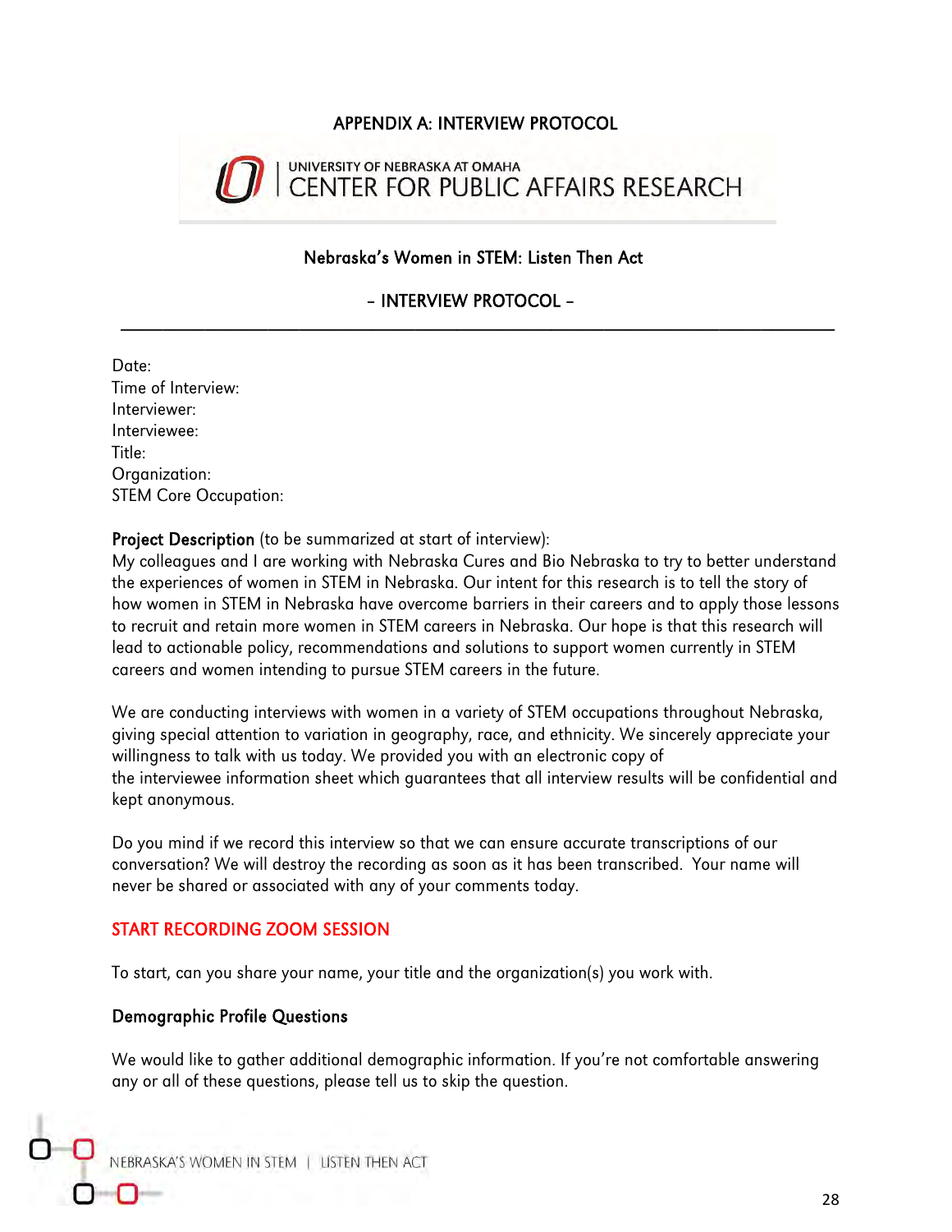# APPENDIX A: INTERVIEW PROTOCOL

UNIVERSITY OF NEBRASKA AT OMAHA
CENTER FOR PUBLIC AFFAIRS RESEARCH

## Nebraska's Women in STEM: Listen Then Act

## – INTERVIEW PROTOCOL –

---

Date:
Time of Interview:
Interviewer:
Interviewee:
Title:
Organization:
STEM Core Occupation:

**Project Description** (to be summarized at start of interview):
My colleagues and I are working with Nebraska Cures and Bio Nebraska to try to better understand the experiences of women in STEM in Nebraska. Our intent for this research is to tell the story of how women in STEM in Nebraska have overcome barriers in their careers and to apply those lessons to recruit and retain more women in STEM careers in Nebraska. Our hope is that this research will lead to actionable policy, recommendations and solutions to support women currently in STEM careers and women intending to pursue STEM careers in the future.

We are conducting interviews with women in a variety of STEM occupations throughout Nebraska, giving special attention to variation in geography, race, and ethnicity. We sincerely appreciate your willingness to talk with us today. We provided you with an electronic copy of the interviewee information sheet which guarantees that all interview results will be confidential and kept anonymous.

Do you mind if we record this interview so that we can ensure accurate transcriptions of our conversation? We will destroy the recording as soon as it has been transcribed. Your name will never be shared or associated with any of your comments today.

START RECORDING ZOOM SESSION

To start, can you share your name, your title and the organization(s) you work with.

### Demographic Profile Questions

We would like to gather additional demographic information. If you're not comfortable answering any or all of these questions, please tell us to skip the question.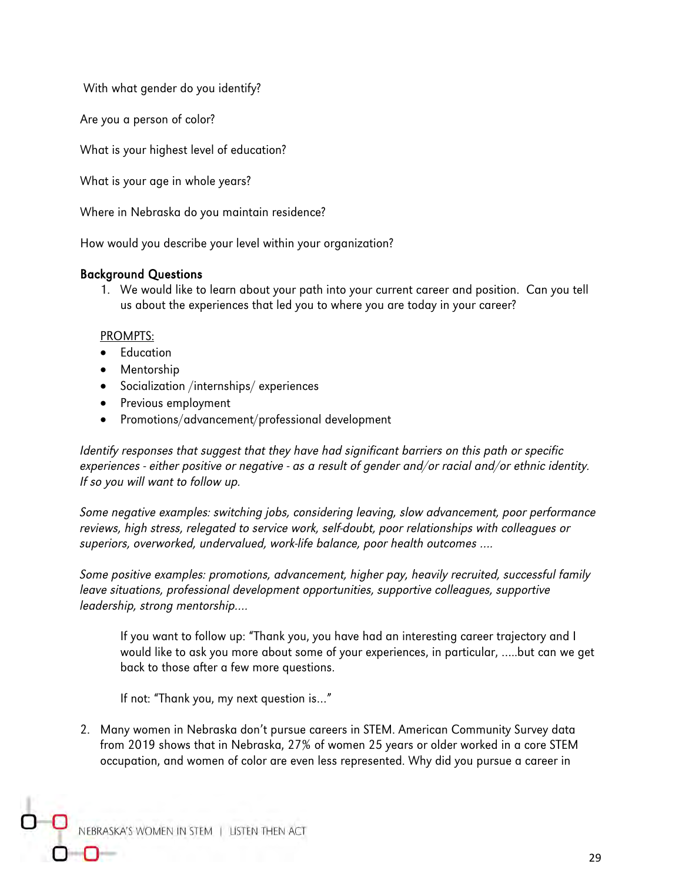With what gender do you identify?

Are you a person of color?

What is your highest level of education?

What is your age in whole years?

Where in Nebraska do you maintain residence?

How would you describe your level within your organization?

**Background Questions**

1. We would like to learn about your path into your current career and position. Can you tell us about the experiences that led you to where you are today in your career?

   PROMPTS:
   - Education
   - Mentorship
   - Socialization /internships/ experiences
   - Previous employment
   - Promotions/advancement/professional development

*Identify responses that suggest that they have had significant barriers on this path or specific experiences - either positive or negative - as a result of gender and/or racial and/or ethnic identity. If so you will want to follow up.*

*Some negative examples: switching jobs, considering leaving, slow advancement, poor performance reviews, high stress, relegated to service work, self-doubt, poor relationships with colleagues or superiors, overworked, undervalued, work-life balance, poor health outcomes ....*

*Some positive examples: promotions, advancement, higher pay, heavily recruited, successful family leave situations, professional development opportunities, supportive colleagues, supportive leadership, strong mentorship....*

> If you want to follow up: "Thank you, you have had an interesting career trajectory and I would like to ask you more about some of your experiences, in particular, .....but can we get back to those after a few more questions.
>
> If not: "Thank you, my next question is..."

2. Many women in Nebraska don't pursue careers in STEM. American Community Survey data from 2019 shows that in Nebraska, 27% of women 25 years or older worked in a core STEM occupation, and women of color are even less represented. Why did you pursue a career in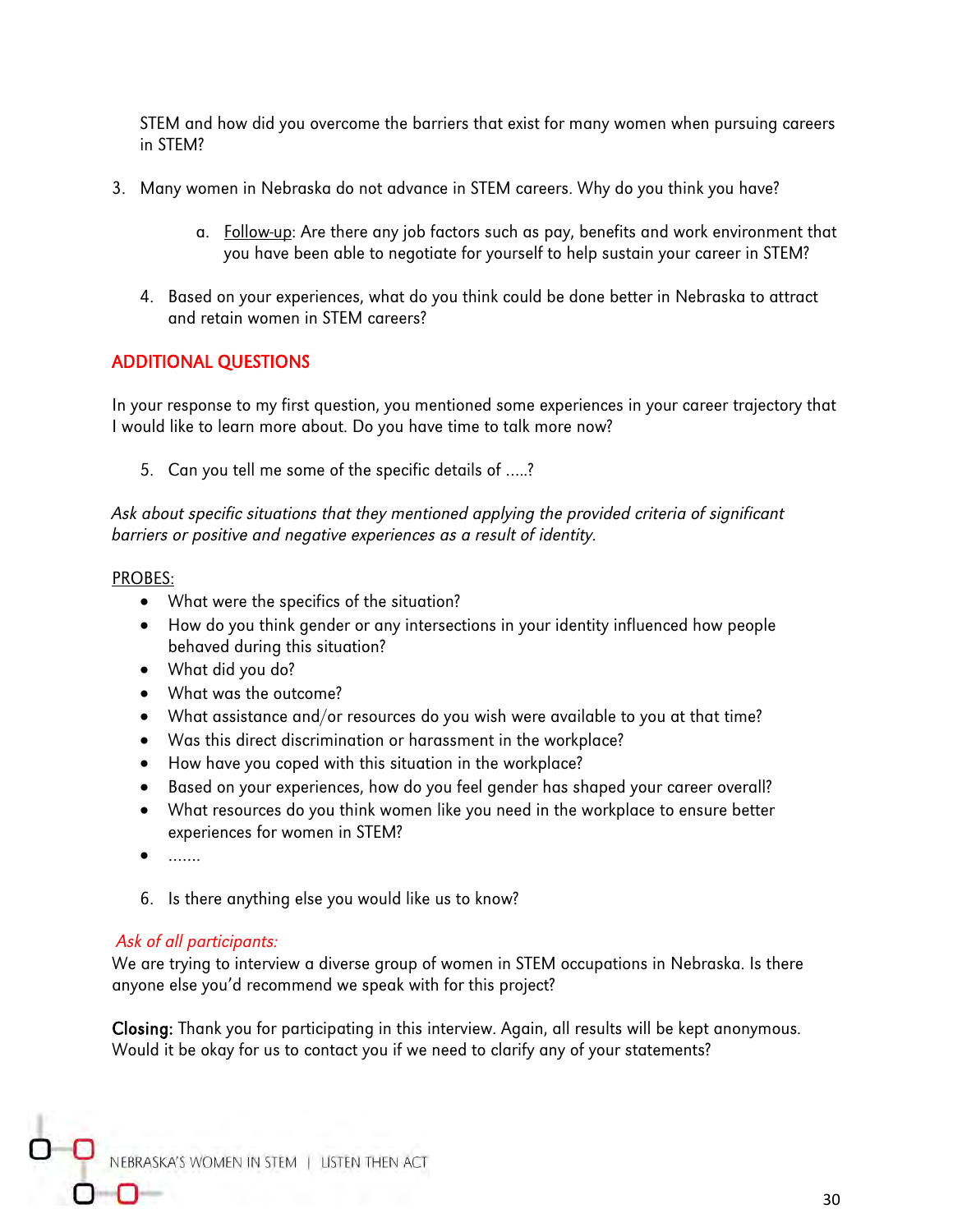STEM and how did you overcome the barriers that exist for many women when pursuing careers in STEM?

3. Many women in Nebraska do not advance in STEM careers. Why do you think you have?

    a. Follow-up: Are there any job factors such as pay, benefits and work environment that you have been able to negotiate for yourself to help sustain your career in STEM?

4. Based on your experiences, what do you think could be done better in Nebraska to attract and retain women in STEM careers?

## ADDITIONAL QUESTIONS

In your response to my first question, you mentioned some experiences in your career trajectory that I would like to learn more about. Do you have time to talk more now?

5. Can you tell me some of the specific details of .....?

*Ask about specific situations that they mentioned applying the provided criteria of significant barriers or positive and negative experiences as a result of identity.*

PROBES:

- What were the specifics of the situation?
- How do you think gender or any intersections in your identity influenced how people behaved during this situation?
- What did you do?
- What was the outcome?
- What assistance and/or resources do you wish were available to you at that time?
- Was this direct discrimination or harassment in the workplace?
- How have you coped with this situation in the workplace?
- Based on your experiences, how do you feel gender has shaped your career overall?
- What resources do you think women like you need in the workplace to ensure better experiences for women in STEM?
- .......

6. Is there anything else you would like us to know?

*Ask of all participants:*

We are trying to interview a diverse group of women in STEM occupations in Nebraska. Is there anyone else you'd recommend we speak with for this project?

**Closing:** Thank you for participating in this interview. Again, all results will be kept anonymous. Would it be okay for us to contact you if we need to clarify any of your statements?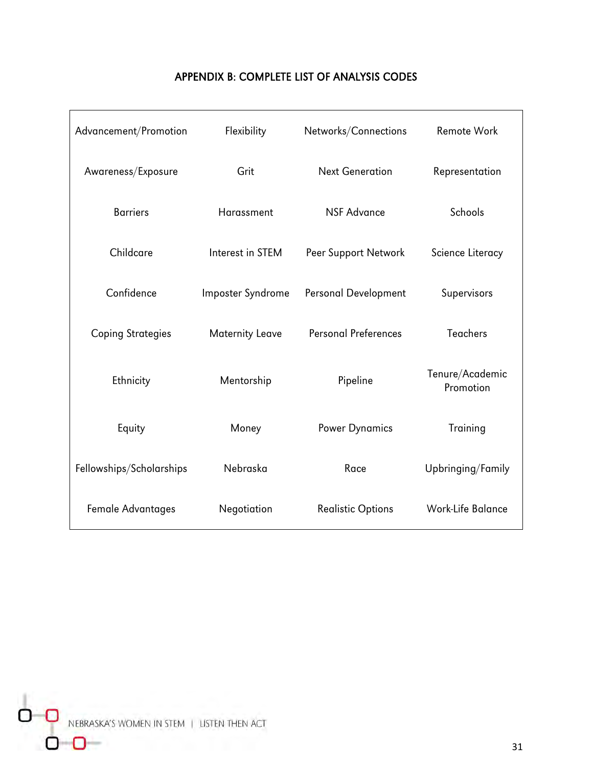## APPENDIX B: COMPLETE LIST OF ANALYSIS CODES

| | | | |
|---|---|---|---|
| Advancement/Promotion | Flexibility | Networks/Connections | Remote Work |
| Awareness/Exposure | Grit | Next Generation | Representation |
| Barriers | Harassment | NSF Advance | Schools |
| Childcare | Interest in STEM | Peer Support Network | Science Literacy |
| Confidence | Imposter Syndrome | Personal Development | Supervisors |
| Coping Strategies | Maternity Leave | Personal Preferences | Teachers |
| Ethnicity | Mentorship | Pipeline | Tenure/Academic Promotion |
| Equity | Money | Power Dynamics | Training |
| Fellowships/Scholarships | Nebraska | Race | Upbringing/Family |
| Female Advantages | Negotiation | Realistic Options | Work-Life Balance |